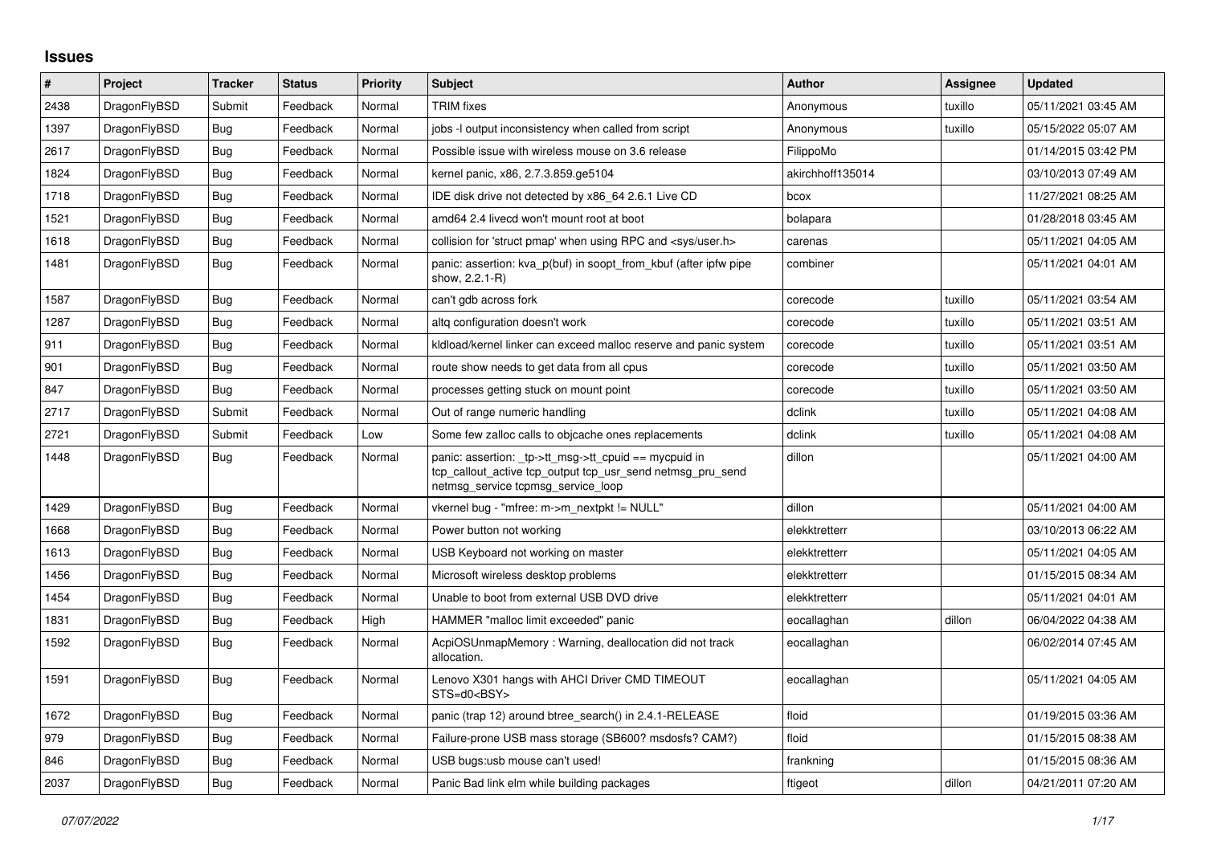# Issues

| # | Project | Tracker | Status | Priority | Subject | Author | Assignee | Updated |
|---|---|---|---|---|---|---|---|---|
| 2438 | DragonFlyBSD | Submit | Feedback | Normal | TRIM fixes | Anonymous | tuxillo | 05/11/2021 03:45 AM |
| 1397 | DragonFlyBSD | Bug | Feedback | Normal | jobs -l output inconsistency when called from script | Anonymous | tuxillo | 05/15/2022 05:07 AM |
| 2617 | DragonFlyBSD | Bug | Feedback | Normal | Possible issue with wireless mouse on 3.6 release | FilippoMo | | 01/14/2015 03:42 PM |
| 1824 | DragonFlyBSD | Bug | Feedback | Normal | kernel panic, x86, 2.7.3.859.ge5104 | akirchhoff135014 | | 03/10/2013 07:49 AM |
| 1718 | DragonFlyBSD | Bug | Feedback | Normal | IDE disk drive not detected by x86_64 2.6.1 Live CD | bcox | | 11/27/2021 08:25 AM |
| 1521 | DragonFlyBSD | Bug | Feedback | Normal | amd64 2.4 livecd won't mount root at boot | bolapara | | 01/28/2018 03:45 AM |
| 1618 | DragonFlyBSD | Bug | Feedback | Normal | collision for 'struct pmap' when using RPC and <sys/user.h> | carenas | | 05/11/2021 04:05 AM |
| 1481 | DragonFlyBSD | Bug | Feedback | Normal | panic: assertion: kva_p(buf) in soopt_from_kbuf (after ipfw pipe show, 2.2.1-R) | combiner | | 05/11/2021 04:01 AM |
| 1587 | DragonFlyBSD | Bug | Feedback | Normal | can't gdb across fork | corecode | tuxillo | 05/11/2021 03:54 AM |
| 1287 | DragonFlyBSD | Bug | Feedback | Normal | altq configuration doesn't work | corecode | tuxillo | 05/11/2021 03:51 AM |
| 911 | DragonFlyBSD | Bug | Feedback | Normal | kldload/kernel linker can exceed malloc reserve and panic system | corecode | tuxillo | 05/11/2021 03:51 AM |
| 901 | DragonFlyBSD | Bug | Feedback | Normal | route show needs to get data from all cpus | corecode | tuxillo | 05/11/2021 03:50 AM |
| 847 | DragonFlyBSD | Bug | Feedback | Normal | processes getting stuck on mount point | corecode | tuxillo | 05/11/2021 03:50 AM |
| 2717 | DragonFlyBSD | Submit | Feedback | Normal | Out of range numeric handling | dclink | tuxillo | 05/11/2021 04:08 AM |
| 2721 | DragonFlyBSD | Submit | Feedback | Low | Some few zalloc calls to objcache ones replacements | dclink | tuxillo | 05/11/2021 04:08 AM |
| 1448 | DragonFlyBSD | Bug | Feedback | Normal | panic: assertion: _tp->tt_msg->tt_cpuid == mycpuid in tcp_callout_active tcp_output tcp_usr_send netmsg_pru_send netmsg_service tcpmsg_service_loop | dillon | | 05/11/2021 04:00 AM |
| 1429 | DragonFlyBSD | Bug | Feedback | Normal | vkernel bug - "mfree: m->m_nextpkt != NULL" | dillon | | 05/11/2021 04:00 AM |
| 1668 | DragonFlyBSD | Bug | Feedback | Normal | Power button not working | elekktretterr | | 03/10/2013 06:22 AM |
| 1613 | DragonFlyBSD | Bug | Feedback | Normal | USB Keyboard not working on master | elekktretterr | | 05/11/2021 04:05 AM |
| 1456 | DragonFlyBSD | Bug | Feedback | Normal | Microsoft wireless desktop problems | elekktretterr | | 01/15/2015 08:34 AM |
| 1454 | DragonFlyBSD | Bug | Feedback | Normal | Unable to boot from external USB DVD drive | elekktretterr | | 05/11/2021 04:01 AM |
| 1831 | DragonFlyBSD | Bug | Feedback | High | HAMMER "malloc limit exceeded" panic | eocallaghan | dillon | 06/04/2022 04:38 AM |
| 1592 | DragonFlyBSD | Bug | Feedback | Normal | AcpiOSUnmapMemory : Warning, deallocation did not track allocation. | eocallaghan | | 06/02/2014 07:45 AM |
| 1591 | DragonFlyBSD | Bug | Feedback | Normal | Lenovo X301 hangs with AHCI Driver CMD TIMEOUT STS=d0<BSY> | eocallaghan | | 05/11/2021 04:05 AM |
| 1672 | DragonFlyBSD | Bug | Feedback | Normal | panic (trap 12) around btree_search() in 2.4.1-RELEASE | floid | | 01/19/2015 03:36 AM |
| 979 | DragonFlyBSD | Bug | Feedback | Normal | Failure-prone USB mass storage (SB600? msdosfs? CAM?) | floid | | 01/15/2015 08:38 AM |
| 846 | DragonFlyBSD | Bug | Feedback | Normal | USB bugs:usb mouse can't used! | frankning | | 01/15/2015 08:36 AM |
| 2037 | DragonFlyBSD | Bug | Feedback | Normal | Panic Bad link elm while building packages | ftigeot | dillon | 04/21/2011 07:20 AM |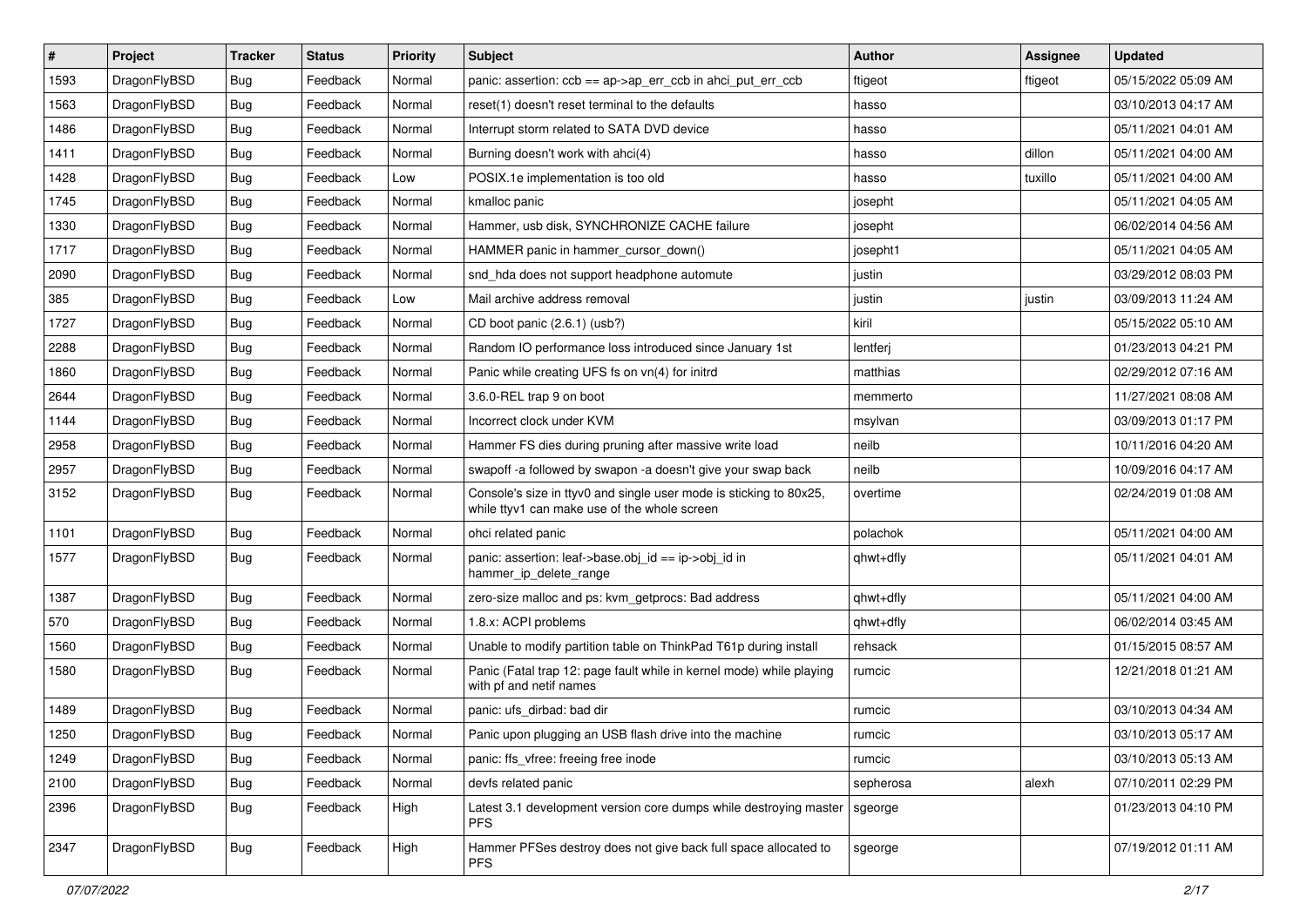| # | Project | Tracker | Status | Priority | Subject | Author | Assignee | Updated |
|---|---|---|---|---|---|---|---|---|
| 1593 | DragonFlyBSD | Bug | Feedback | Normal | panic: assertion: ccb == ap->ap_err_ccb in ahci_put_err_ccb | ftigeot | ftigeot | 05/15/2022 05:09 AM |
| 1563 | DragonFlyBSD | Bug | Feedback | Normal | reset(1) doesn't reset terminal to the defaults | hasso | | 03/10/2013 04:17 AM |
| 1486 | DragonFlyBSD | Bug | Feedback | Normal | Interrupt storm related to SATA DVD device | hasso | | 05/11/2021 04:01 AM |
| 1411 | DragonFlyBSD | Bug | Feedback | Normal | Burning doesn't work with ahci(4) | hasso | dillon | 05/11/2021 04:00 AM |
| 1428 | DragonFlyBSD | Bug | Feedback | Low | POSIX.1e implementation is too old | hasso | tuxillo | 05/11/2021 04:00 AM |
| 1745 | DragonFlyBSD | Bug | Feedback | Normal | kmalloc panic | josepht | | 05/11/2021 04:05 AM |
| 1330 | DragonFlyBSD | Bug | Feedback | Normal | Hammer, usb disk, SYNCHRONIZE CACHE failure | josepht | | 06/02/2014 04:56 AM |
| 1717 | DragonFlyBSD | Bug | Feedback | Normal | HAMMER panic in hammer_cursor_down() | josepht1 | | 05/11/2021 04:05 AM |
| 2090 | DragonFlyBSD | Bug | Feedback | Normal | snd_hda does not support headphone automute | justin | | 03/29/2012 08:03 PM |
| 385 | DragonFlyBSD | Bug | Feedback | Low | Mail archive address removal | justin | justin | 03/09/2013 11:24 AM |
| 1727 | DragonFlyBSD | Bug | Feedback | Normal | CD boot panic (2.6.1) (usb?) | kiril | | 05/15/2022 05:10 AM |
| 2288 | DragonFlyBSD | Bug | Feedback | Normal | Random IO performance loss introduced since January 1st | lentferj | | 01/23/2013 04:21 PM |
| 1860 | DragonFlyBSD | Bug | Feedback | Normal | Panic while creating UFS fs on vn(4) for initrd | matthias | | 02/29/2012 07:16 AM |
| 2644 | DragonFlyBSD | Bug | Feedback | Normal | 3.6.0-REL trap 9 on boot | memmerto | | 11/27/2021 08:08 AM |
| 1144 | DragonFlyBSD | Bug | Feedback | Normal | Incorrect clock under KVM | msylvan | | 03/09/2013 01:17 PM |
| 2958 | DragonFlyBSD | Bug | Feedback | Normal | Hammer FS dies during pruning after massive write load | neilb | | 10/11/2016 04:20 AM |
| 2957 | DragonFlyBSD | Bug | Feedback | Normal | swapoff -a followed by swapon -a doesn't give your swap back | neilb | | 10/09/2016 04:17 AM |
| 3152 | DragonFlyBSD | Bug | Feedback | Normal | Console's size in ttyv0 and single user mode is sticking to 80x25, while ttyv1 can make use of the whole screen | overtime | | 02/24/2019 01:08 AM |
| 1101 | DragonFlyBSD | Bug | Feedback | Normal | ohci related panic | polachok | | 05/11/2021 04:00 AM |
| 1577 | DragonFlyBSD | Bug | Feedback | Normal | panic: assertion: leaf->base.obj_id == ip->obj_id in hammer_ip_delete_range | qhwt+dfly | | 05/11/2021 04:01 AM |
| 1387 | DragonFlyBSD | Bug | Feedback | Normal | zero-size malloc and ps: kvm_getprocs: Bad address | qhwt+dfly | | 05/11/2021 04:00 AM |
| 570 | DragonFlyBSD | Bug | Feedback | Normal | 1.8.x: ACPI problems | qhwt+dfly | | 06/02/2014 03:45 AM |
| 1560 | DragonFlyBSD | Bug | Feedback | Normal | Unable to modify partition table on ThinkPad T61p during install | rehsack | | 01/15/2015 08:57 AM |
| 1580 | DragonFlyBSD | Bug | Feedback | Normal | Panic (Fatal trap 12: page fault while in kernel mode) while playing with pf and netif names | rumcic | | 12/21/2018 01:21 AM |
| 1489 | DragonFlyBSD | Bug | Feedback | Normal | panic: ufs_dirbad: bad dir | rumcic | | 03/10/2013 04:34 AM |
| 1250 | DragonFlyBSD | Bug | Feedback | Normal | Panic upon plugging an USB flash drive into the machine | rumcic | | 03/10/2013 05:17 AM |
| 1249 | DragonFlyBSD | Bug | Feedback | Normal | panic: ffs_vfree: freeing free inode | rumcic | | 03/10/2013 05:13 AM |
| 2100 | DragonFlyBSD | Bug | Feedback | Normal | devfs related panic | sepherosa | alexh | 07/10/2011 02:29 PM |
| 2396 | DragonFlyBSD | Bug | Feedback | High | Latest 3.1 development version core dumps while destroying master PFS | sgeorge | | 01/23/2013 04:10 PM |
| 2347 | DragonFlyBSD | Bug | Feedback | High | Hammer PFSes destroy does not give back full space allocated to PFS | sgeorge | | 07/19/2012 01:11 AM |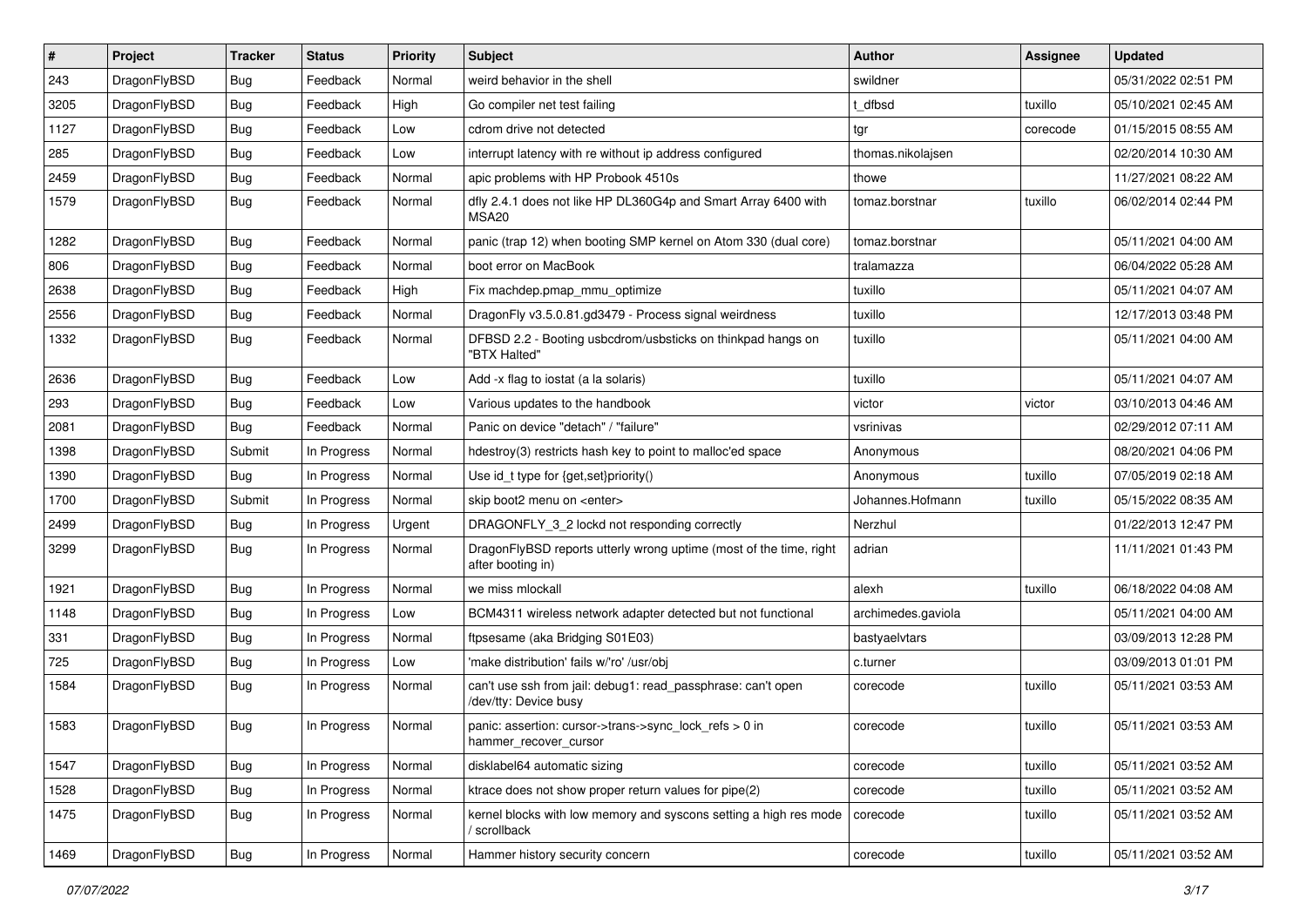| # | Project | Tracker | Status | Priority | Subject | Author | Assignee | Updated |
|---|---|---|---|---|---|---|---|---|
| 243 | DragonFlyBSD | Bug | Feedback | Normal | weird behavior in the shell | swildner | | 05/31/2022 02:51 PM |
| 3205 | DragonFlyBSD | Bug | Feedback | High | Go compiler net test failing | t_dfbsd | tuxillo | 05/10/2021 02:45 AM |
| 1127 | DragonFlyBSD | Bug | Feedback | Low | cdrom drive not detected | tgr | corecode | 01/15/2015 08:55 AM |
| 285 | DragonFlyBSD | Bug | Feedback | Low | interrupt latency with re without ip address configured | thomas.nikolajsen | | 02/20/2014 10:30 AM |
| 2459 | DragonFlyBSD | Bug | Feedback | Normal | apic problems with HP Probook 4510s | thowe | | 11/27/2021 08:22 AM |
| 1579 | DragonFlyBSD | Bug | Feedback | Normal | dfly 2.4.1 does not like HP DL360G4p and Smart Array 6400 with MSA20 | tomaz.borstnar | tuxillo | 06/02/2014 02:44 PM |
| 1282 | DragonFlyBSD | Bug | Feedback | Normal | panic (trap 12) when booting SMP kernel on Atom 330 (dual core) | tomaz.borstnar | | 05/11/2021 04:00 AM |
| 806 | DragonFlyBSD | Bug | Feedback | Normal | boot error on MacBook | tralamazza | | 06/04/2022 05:28 AM |
| 2638 | DragonFlyBSD | Bug | Feedback | High | Fix machdep.pmap_mmu_optimize | tuxillo | | 05/11/2021 04:07 AM |
| 2556 | DragonFlyBSD | Bug | Feedback | Normal | DragonFly v3.5.0.81.gd3479 - Process signal weirdness | tuxillo | | 12/17/2013 03:48 PM |
| 1332 | DragonFlyBSD | Bug | Feedback | Normal | DFBSD 2.2 - Booting usbcdrom/usbsticks on thinkpad hangs on "BTX Halted" | tuxillo | | 05/11/2021 04:00 AM |
| 2636 | DragonFlyBSD | Bug | Feedback | Low | Add -x flag to iostat (a la solaris) | tuxillo | | 05/11/2021 04:07 AM |
| 293 | DragonFlyBSD | Bug | Feedback | Low | Various updates to the handbook | victor | victor | 03/10/2013 04:46 AM |
| 2081 | DragonFlyBSD | Bug | Feedback | Normal | Panic on device "detach" / "failure" | vsrinivas | | 02/29/2012 07:11 AM |
| 1398 | DragonFlyBSD | Submit | In Progress | Normal | hdestroy(3) restricts hash key to point to malloc'ed space | Anonymous | | 08/20/2021 04:06 PM |
| 1390 | DragonFlyBSD | Bug | In Progress | Normal | Use id_t type for {get,set}priority() | Anonymous | tuxillo | 07/05/2019 02:18 AM |
| 1700 | DragonFlyBSD | Submit | In Progress | Normal | skip boot2 menu on <enter> | Johannes.Hofmann | tuxillo | 05/15/2022 08:35 AM |
| 2499 | DragonFlyBSD | Bug | In Progress | Urgent | DRAGONFLY_3_2 lockd not responding correctly | Nerzhul | | 01/22/2013 12:47 PM |
| 3299 | DragonFlyBSD | Bug | In Progress | Normal | DragonFlyBSD reports utterly wrong uptime (most of the time, right after booting in) | adrian | | 11/11/2021 01:43 PM |
| 1921 | DragonFlyBSD | Bug | In Progress | Normal | we miss mlockall | alexh | tuxillo | 06/18/2022 04:08 AM |
| 1148 | DragonFlyBSD | Bug | In Progress | Low | BCM4311 wireless network adapter detected but not functional | archimedes.gaviola | | 05/11/2021 04:00 AM |
| 331 | DragonFlyBSD | Bug | In Progress | Normal | ftpsesame (aka Bridging S01E03) | bastyaelvtars | | 03/09/2013 12:28 PM |
| 725 | DragonFlyBSD | Bug | In Progress | Low | 'make distribution' fails w/'ro' /usr/obj | c.turner | | 03/09/2013 01:01 PM |
| 1584 | DragonFlyBSD | Bug | In Progress | Normal | can't use ssh from jail: debug1: read_passphrase: can't open /dev/tty: Device busy | corecode | tuxillo | 05/11/2021 03:53 AM |
| 1583 | DragonFlyBSD | Bug | In Progress | Normal | panic: assertion: cursor->trans->sync_lock_refs > 0 in hammer_recover_cursor | corecode | tuxillo | 05/11/2021 03:53 AM |
| 1547 | DragonFlyBSD | Bug | In Progress | Normal | disklabel64 automatic sizing | corecode | tuxillo | 05/11/2021 03:52 AM |
| 1528 | DragonFlyBSD | Bug | In Progress | Normal | ktrace does not show proper return values for pipe(2) | corecode | tuxillo | 05/11/2021 03:52 AM |
| 1475 | DragonFlyBSD | Bug | In Progress | Normal | kernel blocks with low memory and syscons setting a high res mode / scrollback | corecode | tuxillo | 05/11/2021 03:52 AM |
| 1469 | DragonFlyBSD | Bug | In Progress | Normal | Hammer history security concern | corecode | tuxillo | 05/11/2021 03:52 AM |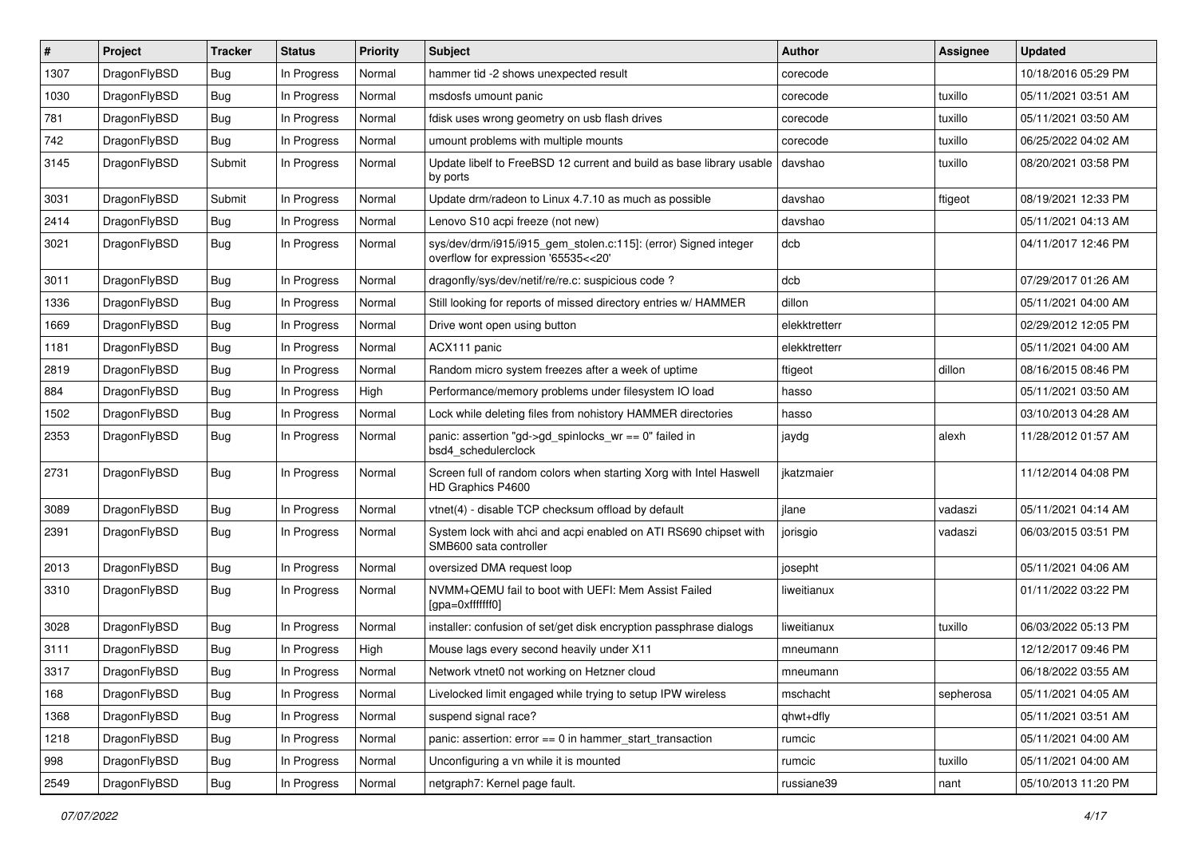| # | Project | Tracker | Status | Priority | Subject | Author | Assignee | Updated |
| --- | --- | --- | --- | --- | --- | --- | --- | --- |
| 1307 | DragonFlyBSD | Bug | In Progress | Normal | hammer tid -2 shows unexpected result | corecode | | 10/18/2016 05:29 PM |
| 1030 | DragonFlyBSD | Bug | In Progress | Normal | msdosfs umount panic | corecode | tuxillo | 05/11/2021 03:51 AM |
| 781 | DragonFlyBSD | Bug | In Progress | Normal | fdisk uses wrong geometry on usb flash drives | corecode | tuxillo | 05/11/2021 03:50 AM |
| 742 | DragonFlyBSD | Bug | In Progress | Normal | umount problems with multiple mounts | corecode | tuxillo | 06/25/2022 04:02 AM |
| 3145 | DragonFlyBSD | Submit | In Progress | Normal | Update libelf to FreeBSD 12 current and build as base library usable by ports | davshao | tuxillo | 08/20/2021 03:58 PM |
| 3031 | DragonFlyBSD | Submit | In Progress | Normal | Update drm/radeon to Linux 4.7.10 as much as possible | davshao | ftigeot | 08/19/2021 12:33 PM |
| 2414 | DragonFlyBSD | Bug | In Progress | Normal | Lenovo S10 acpi freeze (not new) | davshao | | 05/11/2021 04:13 AM |
| 3021 | DragonFlyBSD | Bug | In Progress | Normal | sys/dev/drm/i915/i915_gem_stolen.c:115]: (error) Signed integer overflow for expression '65535<<20' | dcb | | 04/11/2017 12:46 PM |
| 3011 | DragonFlyBSD | Bug | In Progress | Normal | dragonfly/sys/dev/netif/re/re.c: suspicious code ? | dcb | | 07/29/2017 01:26 AM |
| 1336 | DragonFlyBSD | Bug | In Progress | Normal | Still looking for reports of missed directory entries w/ HAMMER | dillon | | 05/11/2021 04:00 AM |
| 1669 | DragonFlyBSD | Bug | In Progress | Normal | Drive wont open using button | elekktretterr | | 02/29/2012 12:05 PM |
| 1181 | DragonFlyBSD | Bug | In Progress | Normal | ACX111 panic | elekktretterr | | 05/11/2021 04:00 AM |
| 2819 | DragonFlyBSD | Bug | In Progress | Normal | Random micro system freezes after a week of uptime | ftigeot | dillon | 08/16/2015 08:46 PM |
| 884 | DragonFlyBSD | Bug | In Progress | High | Performance/memory problems under filesystem IO load | hasso | | 05/11/2021 03:50 AM |
| 1502 | DragonFlyBSD | Bug | In Progress | Normal | Lock while deleting files from nohistory HAMMER directories | hasso | | 03/10/2013 04:28 AM |
| 2353 | DragonFlyBSD | Bug | In Progress | Normal | panic: assertion "gd->gd_spinlocks_wr == 0" failed in bsd4_schedulerclock | jaydg | alexh | 11/28/2012 01:57 AM |
| 2731 | DragonFlyBSD | Bug | In Progress | Normal | Screen full of random colors when starting Xorg with Intel Haswell HD Graphics P4600 | jkatzmaier | | 11/12/2014 04:08 PM |
| 3089 | DragonFlyBSD | Bug | In Progress | Normal | vtnet(4) - disable TCP checksum offload by default | jlane | vadaszi | 05/11/2021 04:14 AM |
| 2391 | DragonFlyBSD | Bug | In Progress | Normal | System lock with ahci and acpi enabled on ATI RS690 chipset with SMB600 sata controller | jorisgio | vadaszi | 06/03/2015 03:51 PM |
| 2013 | DragonFlyBSD | Bug | In Progress | Normal | oversized DMA request loop | josepht | | 05/11/2021 04:06 AM |
| 3310 | DragonFlyBSD | Bug | In Progress | Normal | NVMM+QEMU fail to boot with UEFI: Mem Assist Failed [gpa=0xfffffff0] | liweitianux | | 01/11/2022 03:22 PM |
| 3028 | DragonFlyBSD | Bug | In Progress | Normal | installer: confusion of set/get disk encryption passphrase dialogs | liweitianux | tuxillo | 06/03/2022 05:13 PM |
| 3111 | DragonFlyBSD | Bug | In Progress | High | Mouse lags every second heavily under X11 | mneumann | | 12/12/2017 09:46 PM |
| 3317 | DragonFlyBSD | Bug | In Progress | Normal | Network vtnet0 not working on Hetzner cloud | mneumann | | 06/18/2022 03:55 AM |
| 168 | DragonFlyBSD | Bug | In Progress | Normal | Livelocked limit engaged while trying to setup IPW wireless | mschacht | sepherosa | 05/11/2021 04:05 AM |
| 1368 | DragonFlyBSD | Bug | In Progress | Normal | suspend signal race? | qhwt+dfly | | 05/11/2021 03:51 AM |
| 1218 | DragonFlyBSD | Bug | In Progress | Normal | panic: assertion: error == 0 in hammer_start_transaction | rumcic | | 05/11/2021 04:00 AM |
| 998 | DragonFlyBSD | Bug | In Progress | Normal | Unconfiguring a vn while it is mounted | rumcic | tuxillo | 05/11/2021 04:00 AM |
| 2549 | DragonFlyBSD | Bug | In Progress | Normal | netgraph7: Kernel page fault. | russiane39 | nant | 05/10/2013 11:20 PM |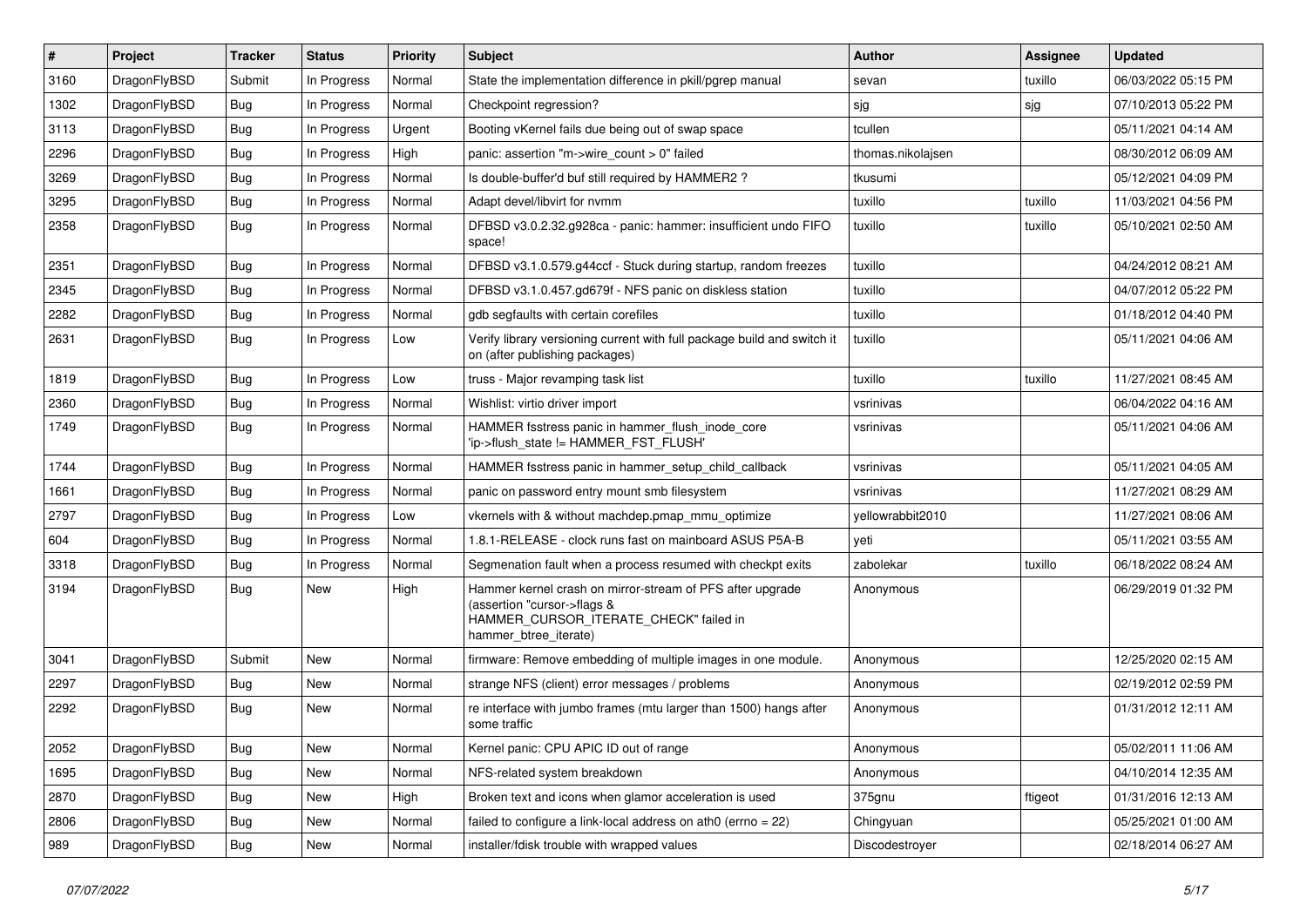| # | Project | Tracker | Status | Priority | Subject | Author | Assignee | Updated |
| --- | --- | --- | --- | --- | --- | --- | --- | --- |
| 3160 | DragonFlyBSD | Submit | In Progress | Normal | State the implementation difference in pkill/pgrep manual | sevan | tuxillo | 06/03/2022 05:15 PM |
| 1302 | DragonFlyBSD | Bug | In Progress | Normal | Checkpoint regression? | sjg | sjg | 07/10/2013 05:22 PM |
| 3113 | DragonFlyBSD | Bug | In Progress | Urgent | Booting vKernel fails due being out of swap space | tcullen | | 05/11/2021 04:14 AM |
| 2296 | DragonFlyBSD | Bug | In Progress | High | panic: assertion "m->wire_count > 0" failed | thomas.nikolajsen | | 08/30/2012 06:09 AM |
| 3269 | DragonFlyBSD | Bug | In Progress | Normal | Is double-buffer'd buf still required by HAMMER2 ? | tkusumi | | 05/12/2021 04:09 PM |
| 3295 | DragonFlyBSD | Bug | In Progress | Normal | Adapt devel/libvirt for nvmm | tuxillo | tuxillo | 11/03/2021 04:56 PM |
| 2358 | DragonFlyBSD | Bug | In Progress | Normal | DFBSD v3.0.2.32.g928ca - panic: hammer: insufficient undo FIFO space! | tuxillo | tuxillo | 05/10/2021 02:50 AM |
| 2351 | DragonFlyBSD | Bug | In Progress | Normal | DFBSD v3.1.0.579.g44ccf - Stuck during startup, random freezes | tuxillo | | 04/24/2012 08:21 AM |
| 2345 | DragonFlyBSD | Bug | In Progress | Normal | DFBSD v3.1.0.457.gd679f - NFS panic on diskless station | tuxillo | | 04/07/2012 05:22 PM |
| 2282 | DragonFlyBSD | Bug | In Progress | Normal | gdb segfaults with certain corefiles | tuxillo | | 01/18/2012 04:40 PM |
| 2631 | DragonFlyBSD | Bug | In Progress | Low | Verify library versioning current with full package build and switch it on (after publishing packages) | tuxillo | | 05/11/2021 04:06 AM |
| 1819 | DragonFlyBSD | Bug | In Progress | Low | truss - Major revamping task list | tuxillo | tuxillo | 11/27/2021 08:45 AM |
| 2360 | DragonFlyBSD | Bug | In Progress | Normal | Wishlist: virtio driver import | vsrinivas | | 06/04/2022 04:16 AM |
| 1749 | DragonFlyBSD | Bug | In Progress | Normal | HAMMER fsstress panic in hammer_flush_inode_core 'ip->flush_state != HAMMER_FST_FLUSH' | vsrinivas | | 05/11/2021 04:06 AM |
| 1744 | DragonFlyBSD | Bug | In Progress | Normal | HAMMER fsstress panic in hammer_setup_child_callback | vsrinivas | | 05/11/2021 04:05 AM |
| 1661 | DragonFlyBSD | Bug | In Progress | Normal | panic on password entry mount smb filesystem | vsrinivas | | 11/27/2021 08:29 AM |
| 2797 | DragonFlyBSD | Bug | In Progress | Low | vkernels with & without machdep.pmap_mmu_optimize | yellowrabbit2010 | | 11/27/2021 08:06 AM |
| 604 | DragonFlyBSD | Bug | In Progress | Normal | 1.8.1-RELEASE - clock runs fast on mainboard ASUS P5A-B | yeti | | 05/11/2021 03:55 AM |
| 3318 | DragonFlyBSD | Bug | In Progress | Normal | Segmenation fault when a process resumed with checkpt exits | zabolekar | tuxillo | 06/18/2022 08:24 AM |
| 3194 | DragonFlyBSD | Bug | New | High | Hammer kernel crash on mirror-stream of PFS after upgrade (assertion "cursor->flags & HAMMER_CURSOR_ITERATE_CHECK" failed in hammer_btree_iterate) | Anonymous | | 06/29/2019 01:32 PM |
| 3041 | DragonFlyBSD | Submit | New | Normal | firmware: Remove embedding of multiple images in one module. | Anonymous | | 12/25/2020 02:15 AM |
| 2297 | DragonFlyBSD | Bug | New | Normal | strange NFS (client) error messages / problems | Anonymous | | 02/19/2012 02:59 PM |
| 2292 | DragonFlyBSD | Bug | New | Normal | re interface with jumbo frames (mtu larger than 1500) hangs after some traffic | Anonymous | | 01/31/2012 12:11 AM |
| 2052 | DragonFlyBSD | Bug | New | Normal | Kernel panic: CPU APIC ID out of range | Anonymous | | 05/02/2011 11:06 AM |
| 1695 | DragonFlyBSD | Bug | New | Normal | NFS-related system breakdown | Anonymous | | 04/10/2014 12:35 AM |
| 2870 | DragonFlyBSD | Bug | New | High | Broken text and icons when glamor acceleration is used | 375gnu | ftigeot | 01/31/2016 12:13 AM |
| 2806 | DragonFlyBSD | Bug | New | Normal | failed to configure a link-local address on ath0 (errno = 22) | Chingyuan | | 05/25/2021 01:00 AM |
| 989 | DragonFlyBSD | Bug | New | Normal | installer/fdisk trouble with wrapped values | Discodestroyer | | 02/18/2014 06:27 AM |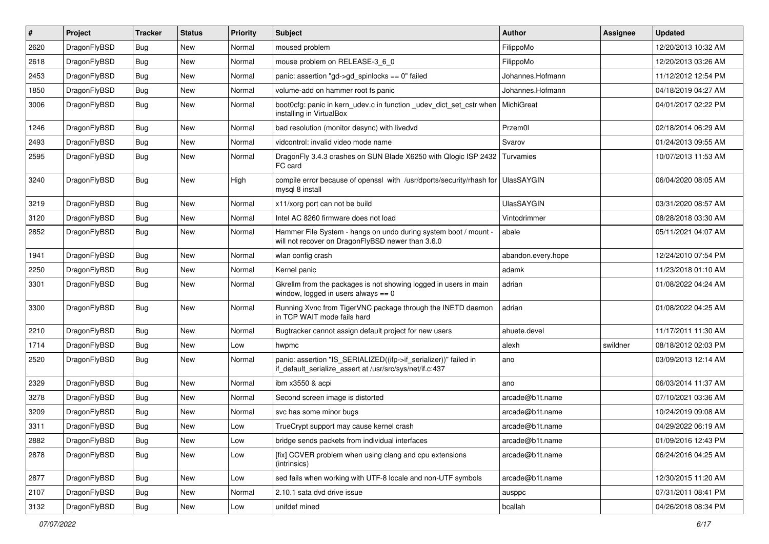| # | Project | Tracker | Status | Priority | Subject | Author | Assignee | Updated |
|---|---|---|---|---|---|---|---|---|
| 2620 | DragonFlyBSD | Bug | New | Normal | moused problem | FilippoMo | | 12/20/2013 10:32 AM |
| 2618 | DragonFlyBSD | Bug | New | Normal | mouse problem on RELEASE-3_6_0 | FilippoMo | | 12/20/2013 03:26 AM |
| 2453 | DragonFlyBSD | Bug | New | Normal | panic: assertion "gd->gd_spinlocks == 0" failed | Johannes.Hofmann | | 11/12/2012 12:54 PM |
| 1850 | DragonFlyBSD | Bug | New | Normal | volume-add on hammer root fs panic | Johannes.Hofmann | | 04/18/2019 04:27 AM |
| 3006 | DragonFlyBSD | Bug | New | Normal | boot0cfg: panic in kern_udev.c in function _udev_dict_set_cstr when installing in VirtualBox | MichiGreat | | 04/01/2017 02:22 PM |
| 1246 | DragonFlyBSD | Bug | New | Normal | bad resolution (monitor desync) with livedvd | Przem0l | | 02/18/2014 06:29 AM |
| 2493 | DragonFlyBSD | Bug | New | Normal | vidcontrol: invalid video mode name | Svarov | | 01/24/2013 09:55 AM |
| 2595 | DragonFlyBSD | Bug | New | Normal | DragonFly 3.4.3 crashes on SUN Blade X6250 with Qlogic ISP 2432 FC card | Turvamies | | 10/07/2013 11:53 AM |
| 3240 | DragonFlyBSD | Bug | New | High | compile error because of openssl with /usr/dports/security/rhash for mysql 8 install | UlasSAYGIN | | 06/04/2020 08:05 AM |
| 3219 | DragonFlyBSD | Bug | New | Normal | x11/xorg port can not be build | UlasSAYGIN | | 03/31/2020 08:57 AM |
| 3120 | DragonFlyBSD | Bug | New | Normal | Intel AC 8260 firmware does not load | Vintodrimmer | | 08/28/2018 03:30 AM |
| 2852 | DragonFlyBSD | Bug | New | Normal | Hammer File System - hangs on undo during system boot / mount - will not recover on DragonFlyBSD newer than 3.6.0 | abale | | 05/11/2021 04:07 AM |
| 1941 | DragonFlyBSD | Bug | New | Normal | wlan config crash | abandon.every.hope | | 12/24/2010 07:54 PM |
| 2250 | DragonFlyBSD | Bug | New | Normal | Kernel panic | adamk | | 11/23/2018 01:10 AM |
| 3301 | DragonFlyBSD | Bug | New | Normal | Gkrellm from the packages is not showing logged in users in main window, logged in users always == 0 | adrian | | 01/08/2022 04:24 AM |
| 3300 | DragonFlyBSD | Bug | New | Normal | Running Xvnc from TigerVNC package through the INETD daemon in TCP WAIT mode fails hard | adrian | | 01/08/2022 04:25 AM |
| 2210 | DragonFlyBSD | Bug | New | Normal | Bugtracker cannot assign default project for new users | ahuete.devel | | 11/17/2011 11:30 AM |
| 1714 | DragonFlyBSD | Bug | New | Low | hwpmc | alexh | swildner | 08/18/2012 02:03 PM |
| 2520 | DragonFlyBSD | Bug | New | Normal | panic: assertion "IS_SERIALIZED((ifp->if_serializer))" failed in if_default_serialize_assert at /usr/src/sys/net/if.c:437 | ano | | 03/09/2013 12:14 AM |
| 2329 | DragonFlyBSD | Bug | New | Normal | ibm x3550 & acpi | ano | | 06/03/2014 11:37 AM |
| 3278 | DragonFlyBSD | Bug | New | Normal | Second screen image is distorted | arcade@b1t.name | | 07/10/2021 03:36 AM |
| 3209 | DragonFlyBSD | Bug | New | Normal | svc has some minor bugs | arcade@b1t.name | | 10/24/2019 09:08 AM |
| 3311 | DragonFlyBSD | Bug | New | Low | TrueCrypt support may cause kernel crash | arcade@b1t.name | | 04/29/2022 06:19 AM |
| 2882 | DragonFlyBSD | Bug | New | Low | bridge sends packets from individual interfaces | arcade@b1t.name | | 01/09/2016 12:43 PM |
| 2878 | DragonFlyBSD | Bug | New | Low | [fix] CCVER problem when using clang and cpu extensions (intrinsics) | arcade@b1t.name | | 06/24/2016 04:25 AM |
| 2877 | DragonFlyBSD | Bug | New | Low | sed fails when working with UTF-8 locale and non-UTF symbols | arcade@b1t.name | | 12/30/2015 11:20 AM |
| 2107 | DragonFlyBSD | Bug | New | Normal | 2.10.1 sata dvd drive issue | ausppc | | 07/31/2011 08:41 PM |
| 3132 | DragonFlyBSD | Bug | New | Low | unifdef mined | bcallah | | 04/26/2018 08:34 PM |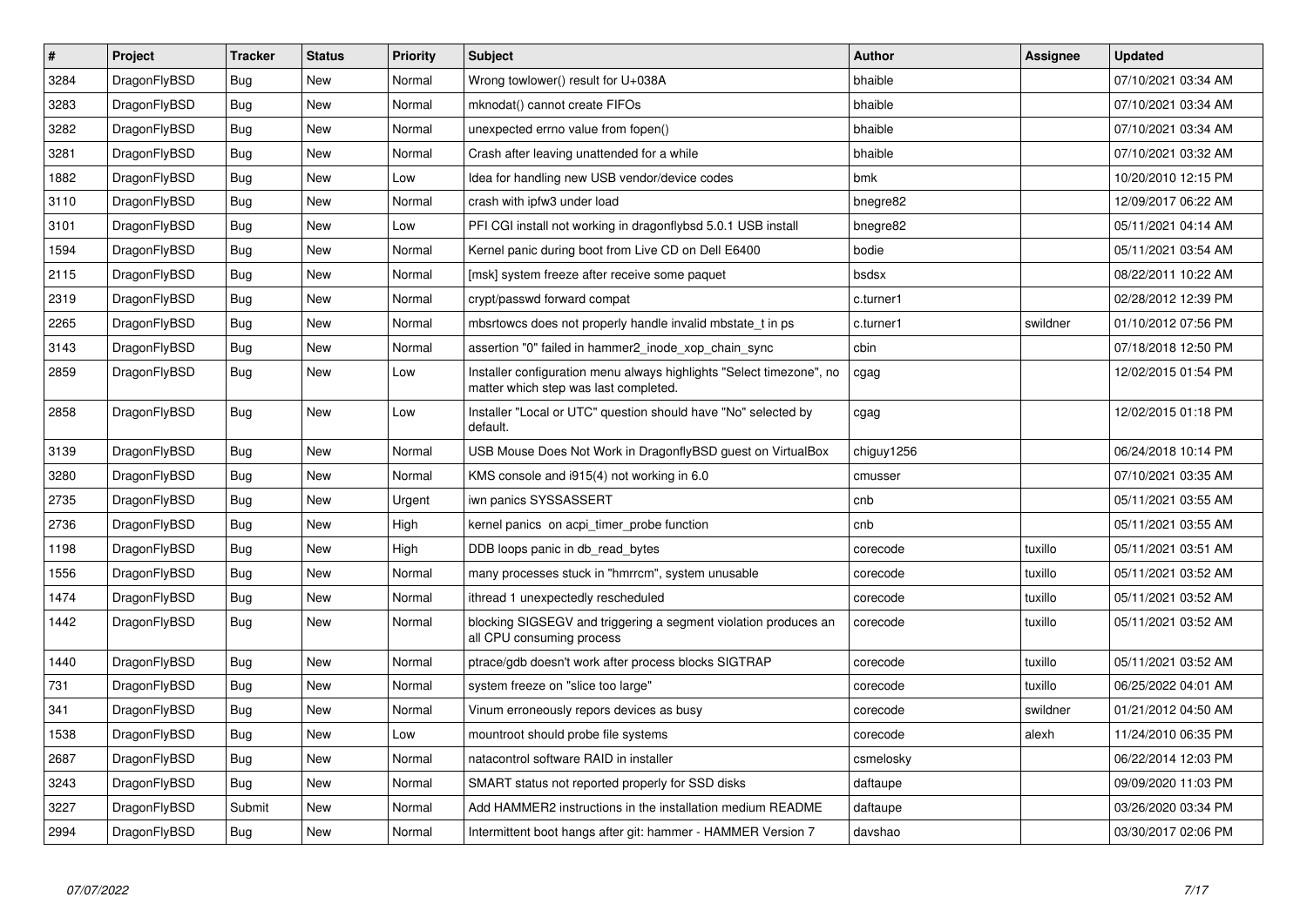| # | Project | Tracker | Status | Priority | Subject | Author | Assignee | Updated |
|---|---|---|---|---|---|---|---|---|
| 3284 | DragonFlyBSD | Bug | New | Normal | Wrong towlower() result for U+038A | bhaible | | 07/10/2021 03:34 AM |
| 3283 | DragonFlyBSD | Bug | New | Normal | mknodat() cannot create FIFOs | bhaible | | 07/10/2021 03:34 AM |
| 3282 | DragonFlyBSD | Bug | New | Normal | unexpected errno value from fopen() | bhaible | | 07/10/2021 03:34 AM |
| 3281 | DragonFlyBSD | Bug | New | Normal | Crash after leaving unattended for a while | bhaible | | 07/10/2021 03:32 AM |
| 1882 | DragonFlyBSD | Bug | New | Low | Idea for handling new USB vendor/device codes | bmk | | 10/20/2010 12:15 PM |
| 3110 | DragonFlyBSD | Bug | New | Normal | crash with ipfw3 under load | bnegre82 | | 12/09/2017 06:22 AM |
| 3101 | DragonFlyBSD | Bug | New | Low | PFI CGI install not working in dragonflybsd 5.0.1 USB install | bnegre82 | | 05/11/2021 04:14 AM |
| 1594 | DragonFlyBSD | Bug | New | Normal | Kernel panic during boot from Live CD on Dell E6400 | bodie | | 05/11/2021 03:54 AM |
| 2115 | DragonFlyBSD | Bug | New | Normal | [msk] system freeze after receive some paquet | bsdsx | | 08/22/2011 10:22 AM |
| 2319 | DragonFlyBSD | Bug | New | Normal | crypt/passwd forward compat | c.turner1 | | 02/28/2012 12:39 PM |
| 2265 | DragonFlyBSD | Bug | New | Normal | mbsrtowcs does not properly handle invalid mbstate_t in ps | c.turner1 | swildner | 01/10/2012 07:56 PM |
| 3143 | DragonFlyBSD | Bug | New | Normal | assertion "0" failed in hammer2_inode_xop_chain_sync | cbin | | 07/18/2018 12:50 PM |
| 2859 | DragonFlyBSD | Bug | New | Low | Installer configuration menu always highlights "Select timezone", no matter which step was last completed. | cgag | | 12/02/2015 01:54 PM |
| 2858 | DragonFlyBSD | Bug | New | Low | Installer "Local or UTC" question should have "No" selected by default. | cgag | | 12/02/2015 01:18 PM |
| 3139 | DragonFlyBSD | Bug | New | Normal | USB Mouse Does Not Work in DragonflyBSD guest on VirtualBox | chiguy1256 | | 06/24/2018 10:14 PM |
| 3280 | DragonFlyBSD | Bug | New | Normal | KMS console and i915(4) not working in 6.0 | cmusser | | 07/10/2021 03:35 AM |
| 2735 | DragonFlyBSD | Bug | New | Urgent | iwn panics SYSSASSERT | cnb | | 05/11/2021 03:55 AM |
| 2736 | DragonFlyBSD | Bug | New | High | kernel panics on acpi_timer_probe function | cnb | | 05/11/2021 03:55 AM |
| 1198 | DragonFlyBSD | Bug | New | High | DDB loops panic in db_read_bytes | corecode | tuxillo | 05/11/2021 03:51 AM |
| 1556 | DragonFlyBSD | Bug | New | Normal | many processes stuck in "hmrrcm", system unusable | corecode | tuxillo | 05/11/2021 03:52 AM |
| 1474 | DragonFlyBSD | Bug | New | Normal | ithread 1 unexpectedly rescheduled | corecode | tuxillo | 05/11/2021 03:52 AM |
| 1442 | DragonFlyBSD | Bug | New | Normal | blocking SIGSEGV and triggering a segment violation produces an all CPU consuming process | corecode | tuxillo | 05/11/2021 03:52 AM |
| 1440 | DragonFlyBSD | Bug | New | Normal | ptrace/gdb doesn't work after process blocks SIGTRAP | corecode | tuxillo | 05/11/2021 03:52 AM |
| 731 | DragonFlyBSD | Bug | New | Normal | system freeze on "slice too large" | corecode | tuxillo | 06/25/2022 04:01 AM |
| 341 | DragonFlyBSD | Bug | New | Normal | Vinum erroneously repors devices as busy | corecode | swildner | 01/21/2012 04:50 AM |
| 1538 | DragonFlyBSD | Bug | New | Low | mountroot should probe file systems | corecode | alexh | 11/24/2010 06:35 PM |
| 2687 | DragonFlyBSD | Bug | New | Normal | natacontrol software RAID in installer | csmelosky | | 06/22/2014 12:03 PM |
| 3243 | DragonFlyBSD | Bug | New | Normal | SMART status not reported properly for SSD disks | daftaupe | | 09/09/2020 11:03 PM |
| 3227 | DragonFlyBSD | Submit | New | Normal | Add HAMMER2 instructions in the installation medium README | daftaupe | | 03/26/2020 03:34 PM |
| 2994 | DragonFlyBSD | Bug | New | Normal | Intermittent boot hangs after git: hammer - HAMMER Version 7 | davshao | | 03/30/2017 02:06 PM |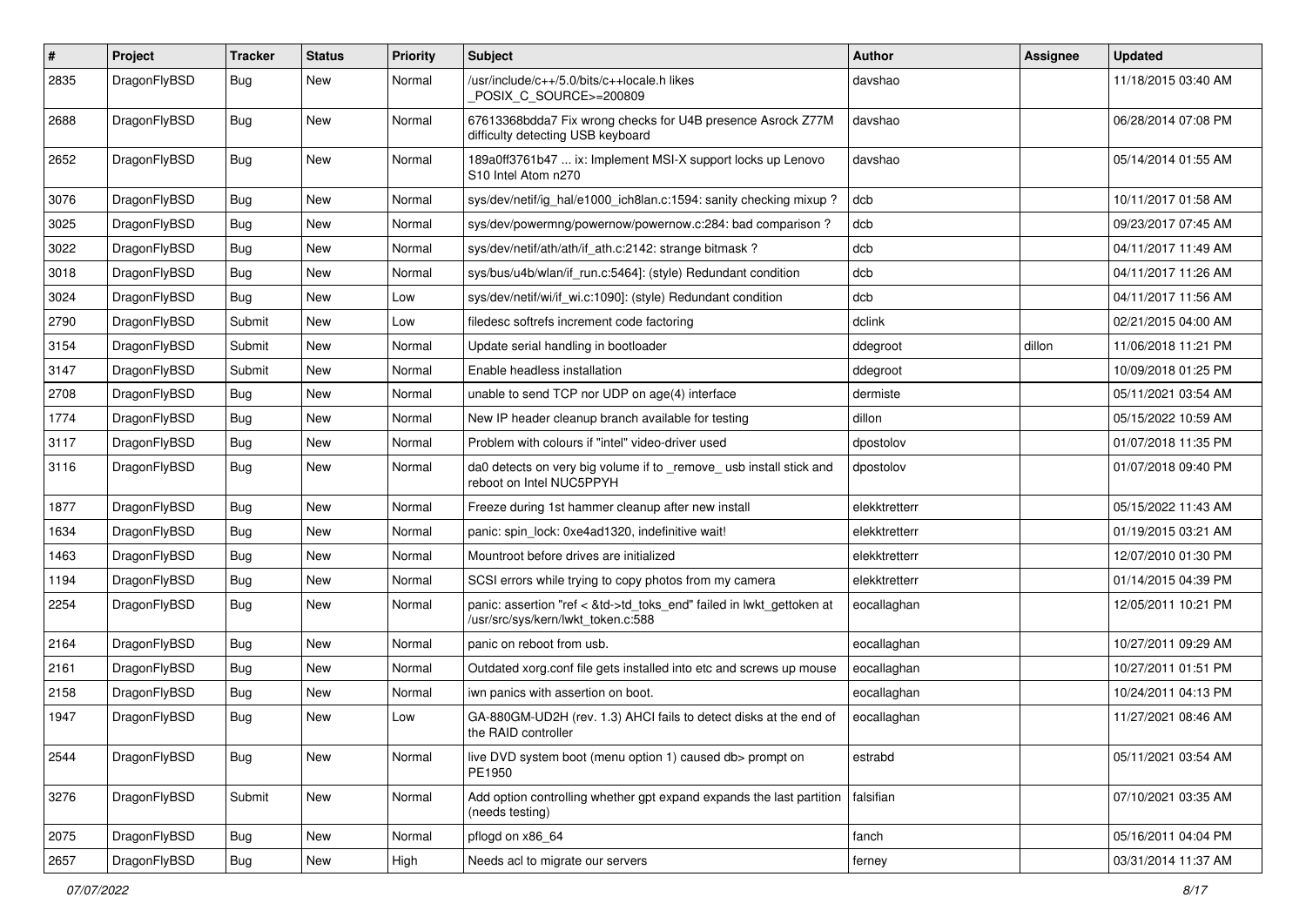| # | Project | Tracker | Status | Priority | Subject | Author | Assignee | Updated |
|---|---|---|---|---|---|---|---|---|
| 2835 | DragonFlyBSD | Bug | New | Normal | /usr/include/c++/5.0/bits/c++locale.h likes _POSIX_C_SOURCE>=200809 | davshao | | 11/18/2015 03:40 AM |
| 2688 | DragonFlyBSD | Bug | New | Normal | 67613368bdda7 Fix wrong checks for U4B presence Asrock Z77M difficulty detecting USB keyboard | davshao | | 06/28/2014 07:08 PM |
| 2652 | DragonFlyBSD | Bug | New | Normal | 189a0ff3761b47 ... ix: Implement MSI-X support locks up Lenovo S10 Intel Atom n270 | davshao | | 05/14/2014 01:55 AM |
| 3076 | DragonFlyBSD | Bug | New | Normal | sys/dev/netif/ig_hal/e1000_ich8lan.c:1594: sanity checking mixup ? | dcb | | 10/11/2017 01:58 AM |
| 3025 | DragonFlyBSD | Bug | New | Normal | sys/dev/powermng/powernow/powernow.c:284: bad comparison ? | dcb | | 09/23/2017 07:45 AM |
| 3022 | DragonFlyBSD | Bug | New | Normal | sys/dev/netif/ath/ath/if_ath.c:2142: strange bitmask ? | dcb | | 04/11/2017 11:49 AM |
| 3018 | DragonFlyBSD | Bug | New | Normal | sys/bus/u4b/wlan/if_run.c:5464]: (style) Redundant condition | dcb | | 04/11/2017 11:26 AM |
| 3024 | DragonFlyBSD | Bug | New | Low | sys/dev/netif/wi/if_wi.c:1090]: (style) Redundant condition | dcb | | 04/11/2017 11:56 AM |
| 2790 | DragonFlyBSD | Submit | New | Low | filedesc softrefs increment code factoring | dclink | | 02/21/2015 04:00 AM |
| 3154 | DragonFlyBSD | Submit | New | Normal | Update serial handling in bootloader | ddegroot | dillon | 11/06/2018 11:21 PM |
| 3147 | DragonFlyBSD | Submit | New | Normal | Enable headless installation | ddegroot | | 10/09/2018 01:25 PM |
| 2708 | DragonFlyBSD | Bug | New | Normal | unable to send TCP nor UDP on age(4) interface | dermiste | | 05/11/2021 03:54 AM |
| 1774 | DragonFlyBSD | Bug | New | Normal | New IP header cleanup branch available for testing | dillon | | 05/15/2022 10:59 AM |
| 3117 | DragonFlyBSD | Bug | New | Normal | Problem with colours if "intel" video-driver used | dpostolov | | 01/07/2018 11:35 PM |
| 3116 | DragonFlyBSD | Bug | New | Normal | da0 detects on very big volume if to _remove_ usb install stick and reboot on Intel NUC5PPYH | dpostolov | | 01/07/2018 09:40 PM |
| 1877 | DragonFlyBSD | Bug | New | Normal | Freeze during 1st hammer cleanup after new install | elekktretterr | | 05/15/2022 11:43 AM |
| 1634 | DragonFlyBSD | Bug | New | Normal | panic: spin_lock: 0xe4ad1320, indefinitive wait! | elekktretterr | | 01/19/2015 03:21 AM |
| 1463 | DragonFlyBSD | Bug | New | Normal | Mountroot before drives are initialized | elekktretterr | | 12/07/2010 01:30 PM |
| 1194 | DragonFlyBSD | Bug | New | Normal | SCSI errors while trying to copy photos from my camera | elekktretterr | | 01/14/2015 04:39 PM |
| 2254 | DragonFlyBSD | Bug | New | Normal | panic: assertion "ref < &td->td_toks_end" failed in lwkt_gettoken at /usr/src/sys/kern/lwkt_token.c:588 | eocallaghan | | 12/05/2011 10:21 PM |
| 2164 | DragonFlyBSD | Bug | New | Normal | panic on reboot from usb. | eocallaghan | | 10/27/2011 09:29 AM |
| 2161 | DragonFlyBSD | Bug | New | Normal | Outdated xorg.conf file gets installed into etc and screws up mouse | eocallaghan | | 10/27/2011 01:51 PM |
| 2158 | DragonFlyBSD | Bug | New | Normal | iwn panics with assertion on boot. | eocallaghan | | 10/24/2011 04:13 PM |
| 1947 | DragonFlyBSD | Bug | New | Low | GA-880GM-UD2H (rev. 1.3) AHCI fails to detect disks at the end of the RAID controller | eocallaghan | | 11/27/2021 08:46 AM |
| 2544 | DragonFlyBSD | Bug | New | Normal | live DVD system boot (menu option 1) caused db> prompt on PE1950 | estrabd | | 05/11/2021 03:54 AM |
| 3276 | DragonFlyBSD | Submit | New | Normal | Add option controlling whether gpt expand expands the last partition (needs testing) | falsifian | | 07/10/2021 03:35 AM |
| 2075 | DragonFlyBSD | Bug | New | Normal | pflogd on x86_64 | fanch | | 05/16/2011 04:04 PM |
| 2657 | DragonFlyBSD | Bug | New | High | Needs acl to migrate our servers | ferney | | 03/31/2014 11:37 AM |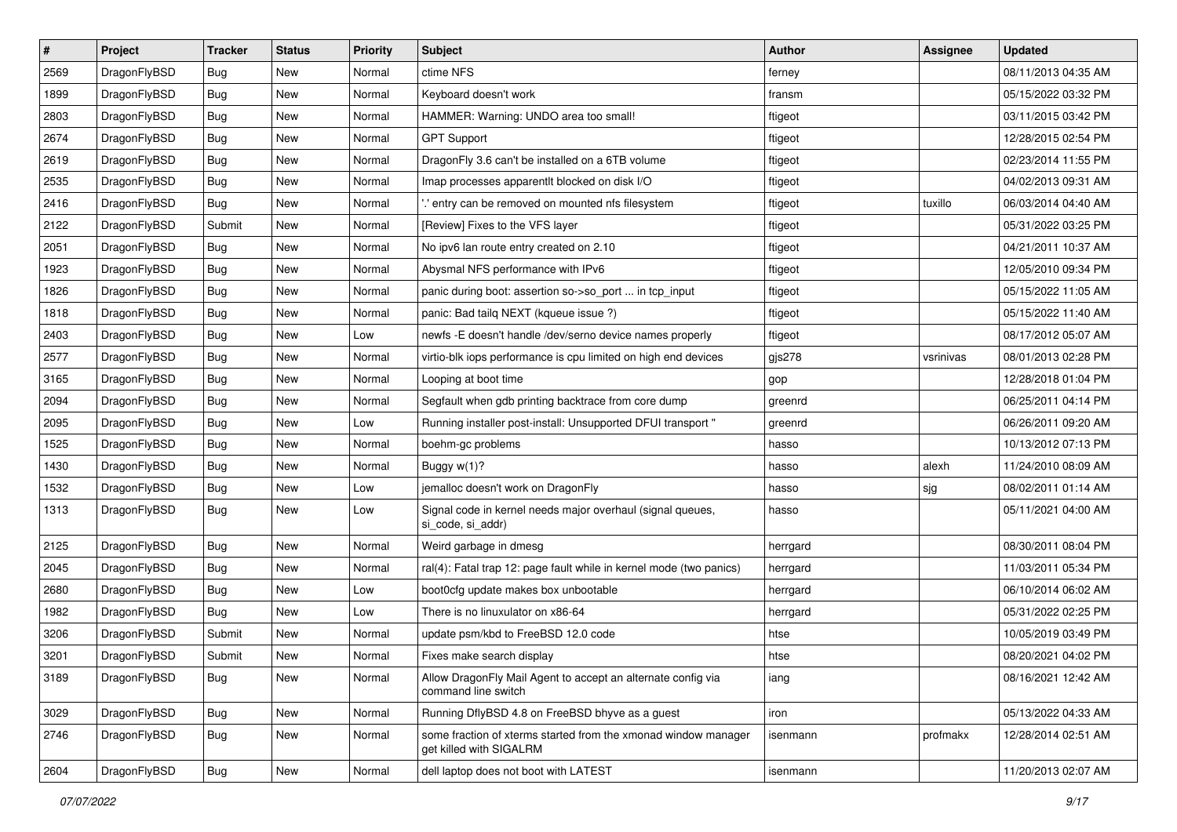| # | Project | Tracker | Status | Priority | Subject | Author | Assignee | Updated |
|---|---|---|---|---|---|---|---|---|
| 2569 | DragonFlyBSD | Bug | New | Normal | ctime NFS | ferney | | 08/11/2013 04:35 AM |
| 1899 | DragonFlyBSD | Bug | New | Normal | Keyboard doesn't work | fransm | | 05/15/2022 03:32 PM |
| 2803 | DragonFlyBSD | Bug | New | Normal | HAMMER: Warning: UNDO area too small! | ftigeot | | 03/11/2015 03:42 PM |
| 2674 | DragonFlyBSD | Bug | New | Normal | GPT Support | ftigeot | | 12/28/2015 02:54 PM |
| 2619 | DragonFlyBSD | Bug | New | Normal | DragonFly 3.6 can't be installed on a 6TB volume | ftigeot | | 02/23/2014 11:55 PM |
| 2535 | DragonFlyBSD | Bug | New | Normal | Imap processes apparentlt blocked on disk I/O | ftigeot | | 04/02/2013 09:31 AM |
| 2416 | DragonFlyBSD | Bug | New | Normal | '.' entry can be removed on mounted nfs filesystem | ftigeot | tuxillo | 06/03/2014 04:40 AM |
| 2122 | DragonFlyBSD | Submit | New | Normal | [Review] Fixes to the VFS layer | ftigeot | | 05/31/2022 03:25 PM |
| 2051 | DragonFlyBSD | Bug | New | Normal | No ipv6 lan route entry created on 2.10 | ftigeot | | 04/21/2011 10:37 AM |
| 1923 | DragonFlyBSD | Bug | New | Normal | Abysmal NFS performance with IPv6 | ftigeot | | 12/05/2010 09:34 PM |
| 1826 | DragonFlyBSD | Bug | New | Normal | panic during boot: assertion so->so_port ... in tcp_input | ftigeot | | 05/15/2022 11:05 AM |
| 1818 | DragonFlyBSD | Bug | New | Normal | panic: Bad tailq NEXT (kqueue issue ?) | ftigeot | | 05/15/2022 11:40 AM |
| 2403 | DragonFlyBSD | Bug | New | Low | newfs -E doesn't handle /dev/serno device names properly | ftigeot | | 08/17/2012 05:07 AM |
| 2577 | DragonFlyBSD | Bug | New | Normal | virtio-blk iops performance is cpu limited on high end devices | gjs278 | vsrinivas | 08/01/2013 02:28 PM |
| 3165 | DragonFlyBSD | Bug | New | Normal | Looping at boot time | gop | | 12/28/2018 01:04 PM |
| 2094 | DragonFlyBSD | Bug | New | Normal | Segfault when gdb printing backtrace from core dump | greenrd | | 06/25/2011 04:14 PM |
| 2095 | DragonFlyBSD | Bug | New | Low | Running installer post-install: Unsupported DFUI transport " | greenrd | | 06/26/2011 09:20 AM |
| 1525 | DragonFlyBSD | Bug | New | Normal | boehm-gc problems | hasso | | 10/13/2012 07:13 PM |
| 1430 | DragonFlyBSD | Bug | New | Normal | Buggy w(1)? | hasso | alexh | 11/24/2010 08:09 AM |
| 1532 | DragonFlyBSD | Bug | New | Low | jemalloc doesn't work on DragonFly | hasso | sjg | 08/02/2011 01:14 AM |
| 1313 | DragonFlyBSD | Bug | New | Low | Signal code in kernel needs major overhaul (signal queues, si_code, si_addr) | hasso | | 05/11/2021 04:00 AM |
| 2125 | DragonFlyBSD | Bug | New | Normal | Weird garbage in dmesg | herrgard | | 08/30/2011 08:04 PM |
| 2045 | DragonFlyBSD | Bug | New | Normal | ral(4): Fatal trap 12: page fault while in kernel mode (two panics) | herrgard | | 11/03/2011 05:34 PM |
| 2680 | DragonFlyBSD | Bug | New | Low | boot0cfg update makes box unbootable | herrgard | | 06/10/2014 06:02 AM |
| 1982 | DragonFlyBSD | Bug | New | Low | There is no linuxulator on x86-64 | herrgard | | 05/31/2022 02:25 PM |
| 3206 | DragonFlyBSD | Submit | New | Normal | update psm/kbd to FreeBSD 12.0 code | htse | | 10/05/2019 03:49 PM |
| 3201 | DragonFlyBSD | Submit | New | Normal | Fixes make search display | htse | | 08/20/2021 04:02 PM |
| 3189 | DragonFlyBSD | Bug | New | Normal | Allow DragonFly Mail Agent to accept an alternate config via command line switch | iang | | 08/16/2021 12:42 AM |
| 3029 | DragonFlyBSD | Bug | New | Normal | Running DflyBSD 4.8 on FreeBSD bhyve as a guest | iron | | 05/13/2022 04:33 AM |
| 2746 | DragonFlyBSD | Bug | New | Normal | some fraction of xterms started from the xmonad window manager get killed with SIGALRM | isenmann | profmakx | 12/28/2014 02:51 AM |
| 2604 | DragonFlyBSD | Bug | New | Normal | dell laptop does not boot with LATEST | isenmann | | 11/20/2013 02:07 AM |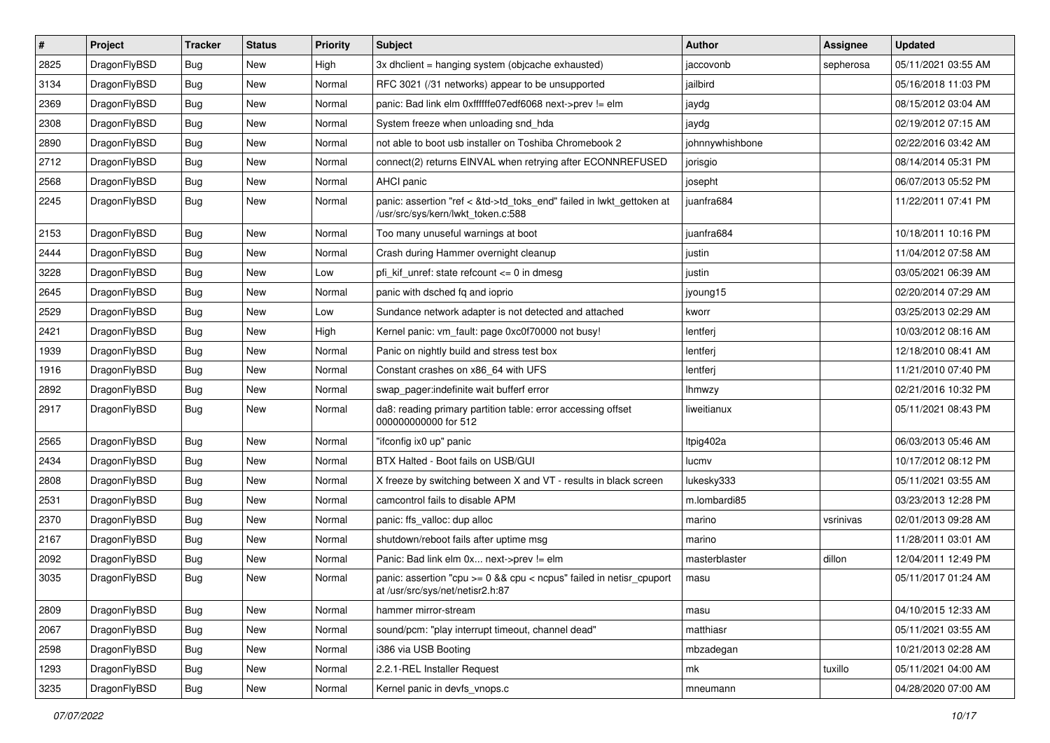| # | Project | Tracker | Status | Priority | Subject | Author | Assignee | Updated |
|---|---|---|---|---|---|---|---|---|
| 2825 | DragonFlyBSD | Bug | New | High | 3x dhclient = hanging system (objcache exhausted) | jaccovonb | sepherosa | 05/11/2021 03:55 AM |
| 3134 | DragonFlyBSD | Bug | New | Normal | RFC 3021 (/31 networks) appear to be unsupported | jailbird | | 05/16/2018 11:03 PM |
| 2369 | DragonFlyBSD | Bug | New | Normal | panic: Bad link elm 0xffffffe07edf6068 next->prev != elm | jaydg | | 08/15/2012 03:04 AM |
| 2308 | DragonFlyBSD | Bug | New | Normal | System freeze when unloading snd_hda | jaydg | | 02/19/2012 07:15 AM |
| 2890 | DragonFlyBSD | Bug | New | Normal | not able to boot usb installer on Toshiba Chromebook 2 | johnnywhishbone | | 02/22/2016 03:42 AM |
| 2712 | DragonFlyBSD | Bug | New | Normal | connect(2) returns EINVAL when retrying after ECONNREFUSED | jorisgio | | 08/14/2014 05:31 PM |
| 2568 | DragonFlyBSD | Bug | New | Normal | AHCI panic | josepht | | 06/07/2013 05:52 PM |
| 2245 | DragonFlyBSD | Bug | New | Normal | panic: assertion "ref < &td->td_toks_end" failed in lwkt_gettoken at /usr/src/sys/kern/lwkt_token.c:588 | juanfra684 | | 11/22/2011 07:41 PM |
| 2153 | DragonFlyBSD | Bug | New | Normal | Too many unuseful warnings at boot | juanfra684 | | 10/18/2011 10:16 PM |
| 2444 | DragonFlyBSD | Bug | New | Normal | Crash during Hammer overnight cleanup | justin | | 11/04/2012 07:58 AM |
| 3228 | DragonFlyBSD | Bug | New | Low | pfi_kif_unref: state refcount <= 0 in dmesg | justin | | 03/05/2021 06:39 AM |
| 2645 | DragonFlyBSD | Bug | New | Normal | panic with dsched fq and ioprio | jyoung15 | | 02/20/2014 07:29 AM |
| 2529 | DragonFlyBSD | Bug | New | Low | Sundance network adapter is not detected and attached | kworr | | 03/25/2013 02:29 AM |
| 2421 | DragonFlyBSD | Bug | New | High | Kernel panic: vm_fault: page 0xc0f70000 not busy! | lentferj | | 10/03/2012 08:16 AM |
| 1939 | DragonFlyBSD | Bug | New | Normal | Panic on nightly build and stress test box | lentferj | | 12/18/2010 08:41 AM |
| 1916 | DragonFlyBSD | Bug | New | Normal | Constant crashes on x86_64 with UFS | lentferj | | 11/21/2010 07:40 PM |
| 2892 | DragonFlyBSD | Bug | New | Normal | swap_pager:indefinite wait bufferf error | lhmwzy | | 02/21/2016 10:32 PM |
| 2917 | DragonFlyBSD | Bug | New | Normal | da8: reading primary partition table: error accessing offset 000000000000 for 512 | liweitianux | | 05/11/2021 08:43 PM |
| 2565 | DragonFlyBSD | Bug | New | Normal | "ifconfig ix0 up" panic | ltpig402a | | 06/03/2013 05:46 AM |
| 2434 | DragonFlyBSD | Bug | New | Normal | BTX Halted - Boot fails on USB/GUI | lucmv | | 10/17/2012 08:12 PM |
| 2808 | DragonFlyBSD | Bug | New | Normal | X freeze by switching between X and VT - results in black screen | lukesky333 | | 05/11/2021 03:55 AM |
| 2531 | DragonFlyBSD | Bug | New | Normal | camcontrol fails to disable APM | m.lombardi85 | | 03/23/2013 12:28 PM |
| 2370 | DragonFlyBSD | Bug | New | Normal | panic: ffs_valloc: dup alloc | marino | vsrinivas | 02/01/2013 09:28 AM |
| 2167 | DragonFlyBSD | Bug | New | Normal | shutdown/reboot fails after uptime msg | marino | | 11/28/2011 03:01 AM |
| 2092 | DragonFlyBSD | Bug | New | Normal | Panic: Bad link elm 0x... next->prev != elm | masterblaster | dillon | 12/04/2011 12:49 PM |
| 3035 | DragonFlyBSD | Bug | New | Normal | panic: assertion "cpu >= 0 && cpu < ncpus" failed in netisr_cpuport at /usr/src/sys/net/netisr2.h:87 | masu | | 05/11/2017 01:24 AM |
| 2809 | DragonFlyBSD | Bug | New | Normal | hammer mirror-stream | masu | | 04/10/2015 12:33 AM |
| 2067 | DragonFlyBSD | Bug | New | Normal | sound/pcm: "play interrupt timeout, channel dead" | matthiasr | | 05/11/2021 03:55 AM |
| 2598 | DragonFlyBSD | Bug | New | Normal | i386 via USB Booting | mbzadegan | | 10/21/2013 02:28 AM |
| 1293 | DragonFlyBSD | Bug | New | Normal | 2.2.1-REL Installer Request | mk | tuxillo | 05/11/2021 04:00 AM |
| 3235 | DragonFlyBSD | Bug | New | Normal | Kernel panic in devfs_vnops.c | mneumann | | 04/28/2020 07:00 AM |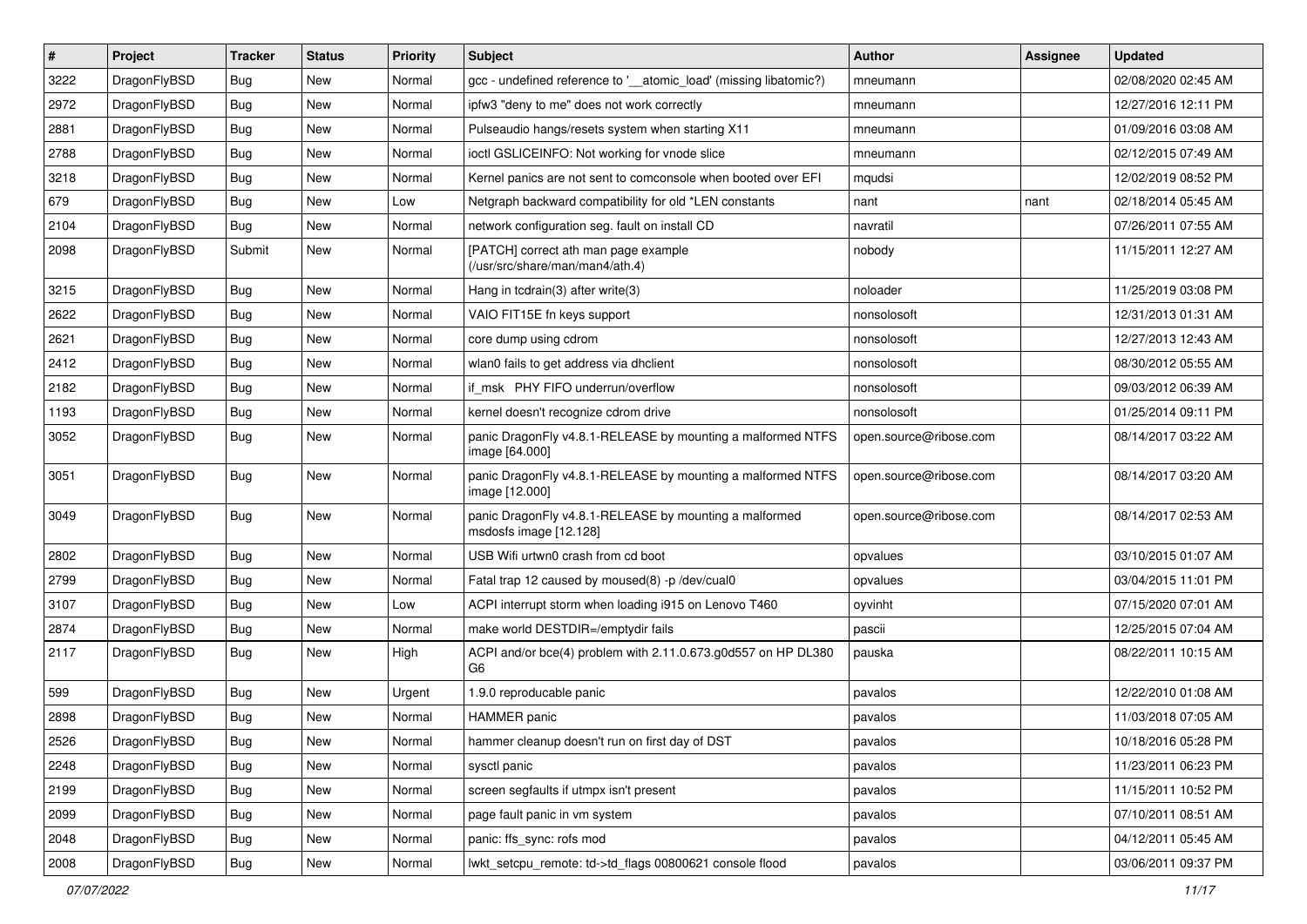| # | Project | Tracker | Status | Priority | Subject | Author | Assignee | Updated |
|---|---|---|---|---|---|---|---|---|
| 3222 | DragonFlyBSD | Bug | New | Normal | gcc - undefined reference to '__atomic_load' (missing libatomic?) | mneumann | | 02/08/2020 02:45 AM |
| 2972 | DragonFlyBSD | Bug | New | Normal | ipfw3 "deny to me" does not work correctly | mneumann | | 12/27/2016 12:11 PM |
| 2881 | DragonFlyBSD | Bug | New | Normal | Pulseaudio hangs/resets system when starting X11 | mneumann | | 01/09/2016 03:08 AM |
| 2788 | DragonFlyBSD | Bug | New | Normal | ioctl GSLICEINFO: Not working for vnode slice | mneumann | | 02/12/2015 07:49 AM |
| 3218 | DragonFlyBSD | Bug | New | Normal | Kernel panics are not sent to comconsole when booted over EFI | mqudsi | | 12/02/2019 08:52 PM |
| 679 | DragonFlyBSD | Bug | New | Low | Netgraph backward compatibility for old *LEN constants | nant | nant | 02/18/2014 05:45 AM |
| 2104 | DragonFlyBSD | Bug | New | Normal | network configuration seg. fault on install CD | navratil | | 07/26/2011 07:55 AM |
| 2098 | DragonFlyBSD | Submit | New | Normal | [PATCH] correct ath man page example (/usr/src/share/man/man4/ath.4) | nobody | | 11/15/2011 12:27 AM |
| 3215 | DragonFlyBSD | Bug | New | Normal | Hang in tcdrain(3) after write(3) | noloader | | 11/25/2019 03:08 PM |
| 2622 | DragonFlyBSD | Bug | New | Normal | VAIO FIT15E fn keys support | nonsolosoft | | 12/31/2013 01:31 AM |
| 2621 | DragonFlyBSD | Bug | New | Normal | core dump using cdrom | nonsolosoft | | 12/27/2013 12:43 AM |
| 2412 | DragonFlyBSD | Bug | New | Normal | wlan0 fails to get address via dhclient | nonsolosoft | | 08/30/2012 05:55 AM |
| 2182 | DragonFlyBSD | Bug | New | Normal | if_msk PHY FIFO underrun/overflow | nonsolosoft | | 09/03/2012 06:39 AM |
| 1193 | DragonFlyBSD | Bug | New | Normal | kernel doesn't recognize cdrom drive | nonsolosoft | | 01/25/2014 09:11 PM |
| 3052 | DragonFlyBSD | Bug | New | Normal | panic DragonFly v4.8.1-RELEASE by mounting a malformed NTFS image [64.000] | open.source@ribose.com | | 08/14/2017 03:22 AM |
| 3051 | DragonFlyBSD | Bug | New | Normal | panic DragonFly v4.8.1-RELEASE by mounting a malformed NTFS image [12.000] | open.source@ribose.com | | 08/14/2017 03:20 AM |
| 3049 | DragonFlyBSD | Bug | New | Normal | panic DragonFly v4.8.1-RELEASE by mounting a malformed msdosfs image [12.128] | open.source@ribose.com | | 08/14/2017 02:53 AM |
| 2802 | DragonFlyBSD | Bug | New | Normal | USB Wifi urtwn0 crash from cd boot | opvalues | | 03/10/2015 01:07 AM |
| 2799 | DragonFlyBSD | Bug | New | Normal | Fatal trap 12 caused by moused(8) -p /dev/cual0 | opvalues | | 03/04/2015 11:01 PM |
| 3107 | DragonFlyBSD | Bug | New | Low | ACPI interrupt storm when loading i915 on Lenovo T460 | oyvinht | | 07/15/2020 07:01 AM |
| 2874 | DragonFlyBSD | Bug | New | Normal | make world DESTDIR=/emptydir fails | pascii | | 12/25/2015 07:04 AM |
| 2117 | DragonFlyBSD | Bug | New | High | ACPI and/or bce(4) problem with 2.11.0.673.g0d557 on HP DL380 G6 | pauska | | 08/22/2011 10:15 AM |
| 599 | DragonFlyBSD | Bug | New | Urgent | 1.9.0 reproducable panic | pavalos | | 12/22/2010 01:08 AM |
| 2898 | DragonFlyBSD | Bug | New | Normal | HAMMER panic | pavalos | | 11/03/2018 07:05 AM |
| 2526 | DragonFlyBSD | Bug | New | Normal | hammer cleanup doesn't run on first day of DST | pavalos | | 10/18/2016 05:28 PM |
| 2248 | DragonFlyBSD | Bug | New | Normal | sysctl panic | pavalos | | 11/23/2011 06:23 PM |
| 2199 | DragonFlyBSD | Bug | New | Normal | screen segfaults if utmpx isn't present | pavalos | | 11/15/2011 10:52 PM |
| 2099 | DragonFlyBSD | Bug | New | Normal | page fault panic in vm system | pavalos | | 07/10/2011 08:51 AM |
| 2048 | DragonFlyBSD | Bug | New | Normal | panic: ffs_sync: rofs mod | pavalos | | 04/12/2011 05:45 AM |
| 2008 | DragonFlyBSD | Bug | New | Normal | lwkt_setcpu_remote: td->td_flags 00800621 console flood | pavalos | | 03/06/2011 09:37 PM |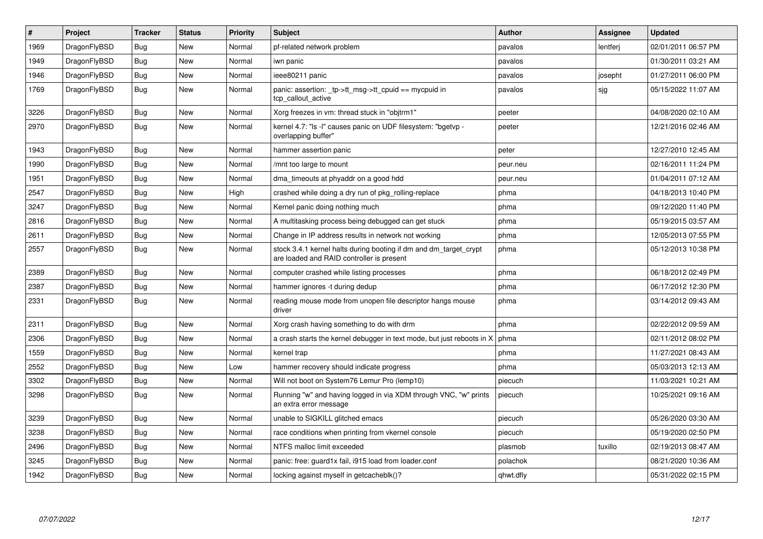| # | Project | Tracker | Status | Priority | Subject | Author | Assignee | Updated |
|---|---|---|---|---|---|---|---|---|
| 1969 | DragonFlyBSD | Bug | New | Normal | pf-related network problem | pavalos | lentferj | 02/01/2011 06:57 PM |
| 1949 | DragonFlyBSD | Bug | New | Normal | iwn panic | pavalos | | 01/30/2011 03:21 AM |
| 1946 | DragonFlyBSD | Bug | New | Normal | ieee80211 panic | pavalos | josepht | 01/27/2011 06:00 PM |
| 1769 | DragonFlyBSD | Bug | New | Normal | panic: assertion: _tp->tt_msg->tt_cpuid == mycpuid in tcp_callout_active | pavalos | sjg | 05/15/2022 11:07 AM |
| 3226 | DragonFlyBSD | Bug | New | Normal | Xorg freezes in vm: thread stuck in "objtrm1" | peeter | | 04/08/2020 02:10 AM |
| 2970 | DragonFlyBSD | Bug | New | Normal | kernel 4.7: "ls -l" causes panic on UDF filesystem: "bgetvp - overlapping buffer" | peeter | | 12/21/2016 02:46 AM |
| 1943 | DragonFlyBSD | Bug | New | Normal | hammer assertion panic | peter | | 12/27/2010 12:45 AM |
| 1990 | DragonFlyBSD | Bug | New | Normal | /mnt too large to mount | peur.neu | | 02/16/2011 11:24 PM |
| 1951 | DragonFlyBSD | Bug | New | Normal | dma_timeouts at phyaddr on a good hdd | peur.neu | | 01/04/2011 07:12 AM |
| 2547 | DragonFlyBSD | Bug | New | High | crashed while doing a dry run of pkg_rolling-replace | phma | | 04/18/2013 10:40 PM |
| 3247 | DragonFlyBSD | Bug | New | Normal | Kernel panic doing nothing much | phma | | 09/12/2020 11:40 PM |
| 2816 | DragonFlyBSD | Bug | New | Normal | A multitasking process being debugged can get stuck | phma | | 05/19/2015 03:57 AM |
| 2611 | DragonFlyBSD | Bug | New | Normal | Change in IP address results in network not working | phma | | 12/05/2013 07:55 PM |
| 2557 | DragonFlyBSD | Bug | New | Normal | stock 3.4.1 kernel halts during booting if dm and dm_target_crypt are loaded and RAID controller is present | phma | | 05/12/2013 10:38 PM |
| 2389 | DragonFlyBSD | Bug | New | Normal | computer crashed while listing processes | phma | | 06/18/2012 02:49 PM |
| 2387 | DragonFlyBSD | Bug | New | Normal | hammer ignores -t during dedup | phma | | 06/17/2012 12:30 PM |
| 2331 | DragonFlyBSD | Bug | New | Normal | reading mouse mode from unopen file descriptor hangs mouse driver | phma | | 03/14/2012 09:43 AM |
| 2311 | DragonFlyBSD | Bug | New | Normal | Xorg crash having something to do with drm | phma | | 02/22/2012 09:59 AM |
| 2306 | DragonFlyBSD | Bug | New | Normal | a crash starts the kernel debugger in text mode, but just reboots in X | phma | | 02/11/2012 08:02 PM |
| 1559 | DragonFlyBSD | Bug | New | Normal | kernel trap | phma | | 11/27/2021 08:43 AM |
| 2552 | DragonFlyBSD | Bug | New | Low | hammer recovery should indicate progress | phma | | 05/03/2013 12:13 AM |
| 3302 | DragonFlyBSD | Bug | New | Normal | Will not boot on System76 Lemur Pro (lemp10) | piecuch | | 11/03/2021 10:21 AM |
| 3298 | DragonFlyBSD | Bug | New | Normal | Running "w" and having logged in via XDM through VNC, "w" prints an extra error message | piecuch | | 10/25/2021 09:16 AM |
| 3239 | DragonFlyBSD | Bug | New | Normal | unable to SIGKILL glitched emacs | piecuch | | 05/26/2020 03:30 AM |
| 3238 | DragonFlyBSD | Bug | New | Normal | race conditions when printing from vkernel console | piecuch | | 05/19/2020 02:50 PM |
| 2496 | DragonFlyBSD | Bug | New | Normal | NTFS malloc limit exceeded | plasmob | tuxillo | 02/19/2013 08:47 AM |
| 3245 | DragonFlyBSD | Bug | New | Normal | panic: free: guard1x fail, i915 load from loader.conf | polachok | | 08/21/2020 10:36 AM |
| 1942 | DragonFlyBSD | Bug | New | Normal | locking against myself in getcacheblk()? | qhwt.dfly | | 05/31/2022 02:15 PM |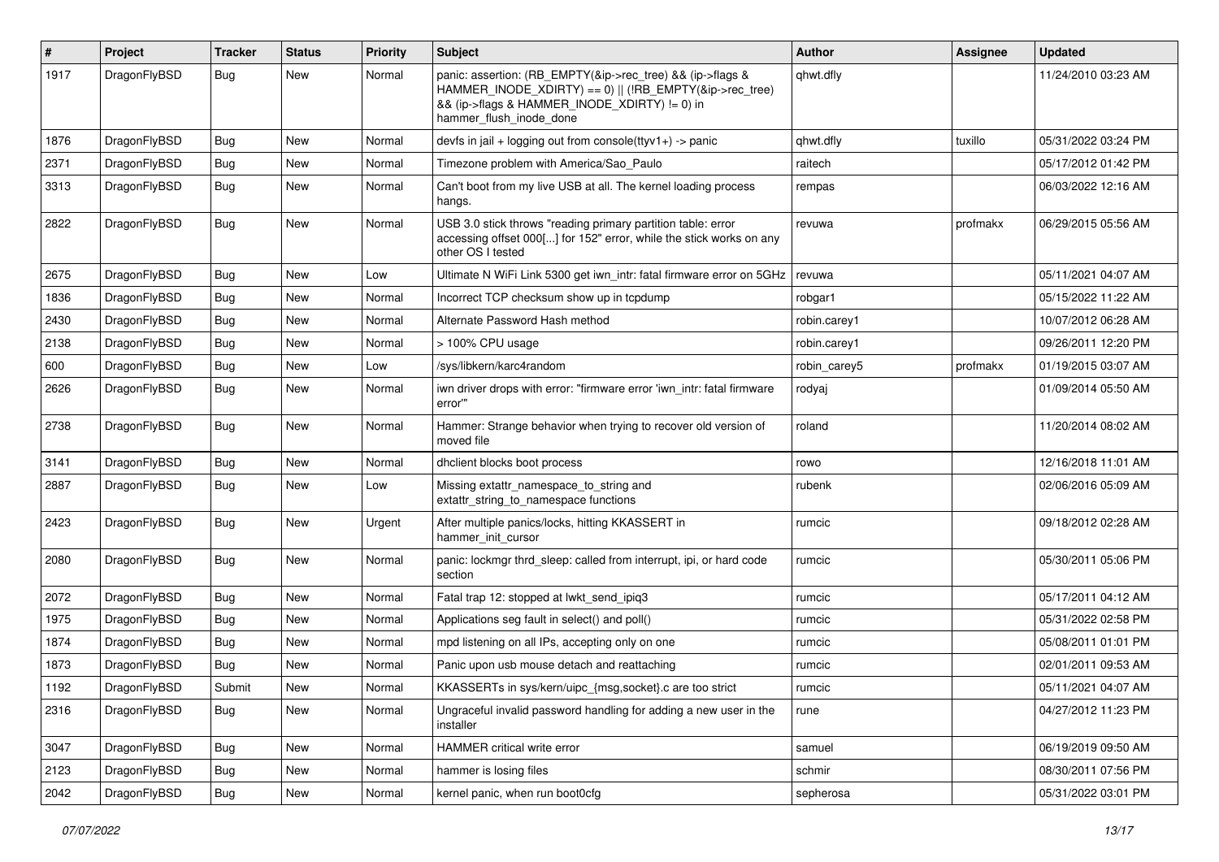| # | Project | Tracker | Status | Priority | Subject | Author | Assignee | Updated |
|---|---|---|---|---|---|---|---|---|
| 1917 | DragonFlyBSD | Bug | New | Normal | panic: assertion: (RB_EMPTY(&ip->rec_tree) && (ip->flags & HAMMER_INODE_XDIRTY) == 0) \|\| (!RB_EMPTY(&ip->rec_tree) && (ip->flags & HAMMER_INODE_XDIRTY) != 0) in hammer_flush_inode_done | qhwt.dfly | | 11/24/2010 03:23 AM |
| 1876 | DragonFlyBSD | Bug | New | Normal | devfs in jail + logging out from console(ttyv1+) -> panic | qhwt.dfly | tuxillo | 05/31/2022 03:24 PM |
| 2371 | DragonFlyBSD | Bug | New | Normal | Timezone problem with America/Sao_Paulo | raitech | | 05/17/2012 01:42 PM |
| 3313 | DragonFlyBSD | Bug | New | Normal | Can't boot from my live USB at all. The kernel loading process hangs. | rempas | | 06/03/2022 12:16 AM |
| 2822 | DragonFlyBSD | Bug | New | Normal | USB 3.0 stick throws "reading primary partition table: error accessing offset 000[...] for 152" error, while the stick works on any other OS I tested | revuwa | profmakx | 06/29/2015 05:56 AM |
| 2675 | DragonFlyBSD | Bug | New | Low | Ultimate N WiFi Link 5300 get iwn_intr: fatal firmware error on 5GHz | revuwa | | 05/11/2021 04:07 AM |
| 1836 | DragonFlyBSD | Bug | New | Normal | Incorrect TCP checksum show up in tcpdump | robgar1 | | 05/15/2022 11:22 AM |
| 2430 | DragonFlyBSD | Bug | New | Normal | Alternate Password Hash method | robin.carey1 | | 10/07/2012 06:28 AM |
| 2138 | DragonFlyBSD | Bug | New | Normal | > 100% CPU usage | robin.carey1 | | 09/26/2011 12:20 PM |
| 600 | DragonFlyBSD | Bug | New | Low | /sys/libkern/karc4random | robin_carey5 | profmakx | 01/19/2015 03:07 AM |
| 2626 | DragonFlyBSD | Bug | New | Normal | iwn driver drops with error: "firmware error 'iwn_intr: fatal firmware error'" | rodyaj | | 01/09/2014 05:50 AM |
| 2738 | DragonFlyBSD | Bug | New | Normal | Hammer: Strange behavior when trying to recover old version of moved file | roland | | 11/20/2014 08:02 AM |
| 3141 | DragonFlyBSD | Bug | New | Normal | dhclient blocks boot process | rowo | | 12/16/2018 11:01 AM |
| 2887 | DragonFlyBSD | Bug | New | Low | Missing extattr_namespace_to_string and extattr_string_to_namespace functions | rubenk | | 02/06/2016 05:09 AM |
| 2423 | DragonFlyBSD | Bug | New | Urgent | After multiple panics/locks, hitting KKASSERT in hammer_init_cursor | rumcic | | 09/18/2012 02:28 AM |
| 2080 | DragonFlyBSD | Bug | New | Normal | panic: lockmgr thrd_sleep: called from interrupt, ipi, or hard code section | rumcic | | 05/30/2011 05:06 PM |
| 2072 | DragonFlyBSD | Bug | New | Normal | Fatal trap 12: stopped at lwkt_send_ipiq3 | rumcic | | 05/17/2011 04:12 AM |
| 1975 | DragonFlyBSD | Bug | New | Normal | Applications seg fault in select() and poll() | rumcic | | 05/31/2022 02:58 PM |
| 1874 | DragonFlyBSD | Bug | New | Normal | mpd listening on all IPs, accepting only on one | rumcic | | 05/08/2011 01:01 PM |
| 1873 | DragonFlyBSD | Bug | New | Normal | Panic upon usb mouse detach and reattaching | rumcic | | 02/01/2011 09:53 AM |
| 1192 | DragonFlyBSD | Submit | New | Normal | KKASSERTs in sys/kern/uipc_{msg,socket}.c are too strict | rumcic | | 05/11/2021 04:07 AM |
| 2316 | DragonFlyBSD | Bug | New | Normal | Ungraceful invalid password handling for adding a new user in the installer | rune | | 04/27/2012 11:23 PM |
| 3047 | DragonFlyBSD | Bug | New | Normal | HAMMER critical write error | samuel | | 06/19/2019 09:50 AM |
| 2123 | DragonFlyBSD | Bug | New | Normal | hammer is losing files | schmir | | 08/30/2011 07:56 PM |
| 2042 | DragonFlyBSD | Bug | New | Normal | kernel panic, when run boot0cfg | sepherosa | | 05/31/2022 03:01 PM |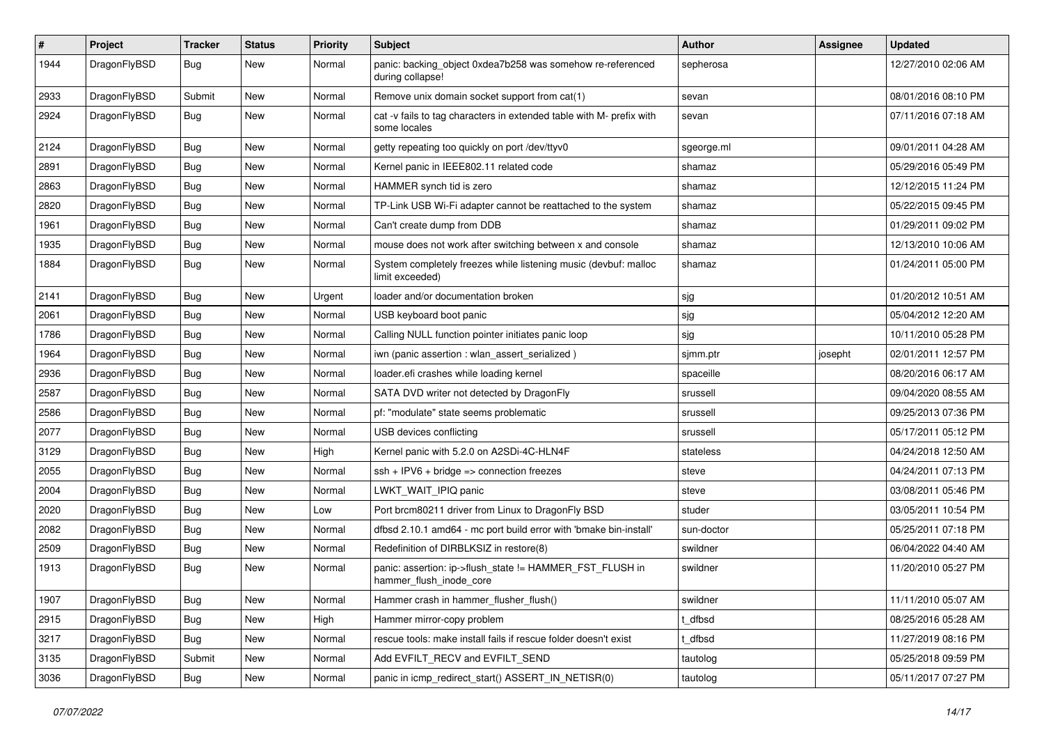| # | Project | Tracker | Status | Priority | Subject | Author | Assignee | Updated |
|---|---|---|---|---|---|---|---|---|
| 1944 | DragonFlyBSD | Bug | New | Normal | panic: backing_object 0xdea7b258 was somehow re-referenced during collapse! | sepherosa | | 12/27/2010 02:06 AM |
| 2933 | DragonFlyBSD | Submit | New | Normal | Remove unix domain socket support from cat(1) | sevan | | 08/01/2016 08:10 PM |
| 2924 | DragonFlyBSD | Bug | New | Normal | cat -v fails to tag characters in extended table with M- prefix with some locales | sevan | | 07/11/2016 07:18 AM |
| 2124 | DragonFlyBSD | Bug | New | Normal | getty repeating too quickly on port /dev/ttyv0 | sgeorge.ml | | 09/01/2011 04:28 AM |
| 2891 | DragonFlyBSD | Bug | New | Normal | Kernel panic in IEEE802.11 related code | shamaz | | 05/29/2016 05:49 PM |
| 2863 | DragonFlyBSD | Bug | New | Normal | HAMMER synch tid is zero | shamaz | | 12/12/2015 11:24 PM |
| 2820 | DragonFlyBSD | Bug | New | Normal | TP-Link USB Wi-Fi adapter cannot be reattached to the system | shamaz | | 05/22/2015 09:45 PM |
| 1961 | DragonFlyBSD | Bug | New | Normal | Can't create dump from DDB | shamaz | | 01/29/2011 09:02 PM |
| 1935 | DragonFlyBSD | Bug | New | Normal | mouse does not work after switching between x and console | shamaz | | 12/13/2010 10:06 AM |
| 1884 | DragonFlyBSD | Bug | New | Normal | System completely freezes while listening music (devbuf: malloc limit exceeded) | shamaz | | 01/24/2011 05:00 PM |
| 2141 | DragonFlyBSD | Bug | New | Urgent | loader and/or documentation broken | sjg | | 01/20/2012 10:51 AM |
| 2061 | DragonFlyBSD | Bug | New | Normal | USB keyboard boot panic | sjg | | 05/04/2012 12:20 AM |
| 1786 | DragonFlyBSD | Bug | New | Normal | Calling NULL function pointer initiates panic loop | sjg | | 10/11/2010 05:28 PM |
| 1964 | DragonFlyBSD | Bug | New | Normal | iwn (panic assertion : wlan_assert_serialized ) | sjmm.ptr | josepht | 02/01/2011 12:57 PM |
| 2936 | DragonFlyBSD | Bug | New | Normal | loader.efi crashes while loading kernel | spaceille | | 08/20/2016 06:17 AM |
| 2587 | DragonFlyBSD | Bug | New | Normal | SATA DVD writer not detected by DragonFly | srussell | | 09/04/2020 08:55 AM |
| 2586 | DragonFlyBSD | Bug | New | Normal | pf: "modulate" state seems problematic | srussell | | 09/25/2013 07:36 PM |
| 2077 | DragonFlyBSD | Bug | New | Normal | USB devices conflicting | srussell | | 05/17/2011 05:12 PM |
| 3129 | DragonFlyBSD | Bug | New | High | Kernel panic with 5.2.0 on A2SDi-4C-HLN4F | stateless | | 04/24/2018 12:50 AM |
| 2055 | DragonFlyBSD | Bug | New | Normal | ssh + IPV6 + bridge => connection freezes | steve | | 04/24/2011 07:13 PM |
| 2004 | DragonFlyBSD | Bug | New | Normal | LWKT_WAIT_IPIQ panic | steve | | 03/08/2011 05:46 PM |
| 2020 | DragonFlyBSD | Bug | New | Low | Port brcm80211 driver from Linux to DragonFly BSD | studer | | 03/05/2011 10:54 PM |
| 2082 | DragonFlyBSD | Bug | New | Normal | dfbsd 2.10.1 amd64 - mc port build error with 'bmake bin-install' | sun-doctor | | 05/25/2011 07:18 PM |
| 2509 | DragonFlyBSD | Bug | New | Normal | Redefinition of DIRBLKSIZ in restore(8) | swildner | | 06/04/2022 04:40 AM |
| 1913 | DragonFlyBSD | Bug | New | Normal | panic: assertion: ip->flush_state != HAMMER_FST_FLUSH in hammer_flush_inode_core | swildner | | 11/20/2010 05:27 PM |
| 1907 | DragonFlyBSD | Bug | New | Normal | Hammer crash in hammer_flusher_flush() | swildner | | 11/11/2010 05:07 AM |
| 2915 | DragonFlyBSD | Bug | New | High | Hammer mirror-copy problem | t_dfbsd | | 08/25/2016 05:28 AM |
| 3217 | DragonFlyBSD | Bug | New | Normal | rescue tools: make install fails if rescue folder doesn't exist | t_dfbsd | | 11/27/2019 08:16 PM |
| 3135 | DragonFlyBSD | Submit | New | Normal | Add EVFILT_RECV and EVFILT_SEND | tautolog | | 05/25/2018 09:59 PM |
| 3036 | DragonFlyBSD | Bug | New | Normal | panic in icmp_redirect_start() ASSERT_IN_NETISR(0) | tautolog | | 05/11/2017 07:27 PM |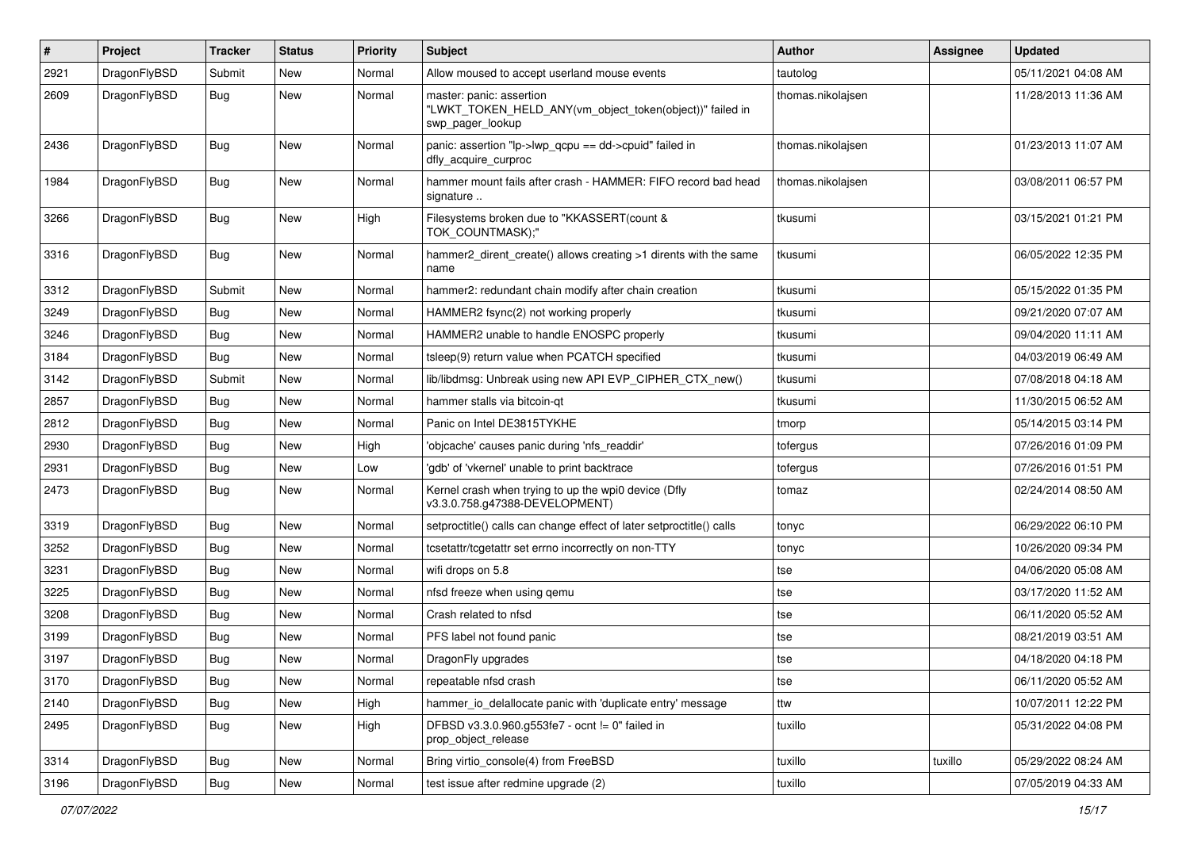| # | Project | Tracker | Status | Priority | Subject | Author | Assignee | Updated |
|---|---|---|---|---|---|---|---|---|
| 2921 | DragonFlyBSD | Submit | New | Normal | Allow moused to accept userland mouse events | tautolog | | 05/11/2021 04:08 AM |
| 2609 | DragonFlyBSD | Bug | New | Normal | master: panic: assertion "LWKT_TOKEN_HELD_ANY(vm_object_token(object))" failed in swp_pager_lookup | thomas.nikolajsen | | 11/28/2013 11:36 AM |
| 2436 | DragonFlyBSD | Bug | New | Normal | panic: assertion "lp->lwp_qcpu == dd->cpuid" failed in dfly_acquire_curproc | thomas.nikolajsen | | 01/23/2013 11:07 AM |
| 1984 | DragonFlyBSD | Bug | New | Normal | hammer mount fails after crash - HAMMER: FIFO record bad head signature .. | thomas.nikolajsen | | 03/08/2011 06:57 PM |
| 3266 | DragonFlyBSD | Bug | New | High | Filesystems broken due to "KKASSERT(count & TOK_COUNTMASK);" | tkusumi | | 03/15/2021 01:21 PM |
| 3316 | DragonFlyBSD | Bug | New | Normal | hammer2_dirent_create() allows creating >1 dirents with the same name | tkusumi | | 06/05/2022 12:35 PM |
| 3312 | DragonFlyBSD | Submit | New | Normal | hammer2: redundant chain modify after chain creation | tkusumi | | 05/15/2022 01:35 PM |
| 3249 | DragonFlyBSD | Bug | New | Normal | HAMMER2 fsync(2) not working properly | tkusumi | | 09/21/2020 07:07 AM |
| 3246 | DragonFlyBSD | Bug | New | Normal | HAMMER2 unable to handle ENOSPC properly | tkusumi | | 09/04/2020 11:11 AM |
| 3184 | DragonFlyBSD | Bug | New | Normal | tsleep(9) return value when PCATCH specified | tkusumi | | 04/03/2019 06:49 AM |
| 3142 | DragonFlyBSD | Submit | New | Normal | lib/libdmsg: Unbreak using new API EVP_CIPHER_CTX_new() | tkusumi | | 07/08/2018 04:18 AM |
| 2857 | DragonFlyBSD | Bug | New | Normal | hammer stalls via bitcoin-qt | tkusumi | | 11/30/2015 06:52 AM |
| 2812 | DragonFlyBSD | Bug | New | Normal | Panic on Intel DE3815TYKHE | tmorp | | 05/14/2015 03:14 PM |
| 2930 | DragonFlyBSD | Bug | New | High | 'objcache' causes panic during 'nfs_readdir' | tofergus | | 07/26/2016 01:09 PM |
| 2931 | DragonFlyBSD | Bug | New | Low | 'gdb' of 'vkernel' unable to print backtrace | tofergus | | 07/26/2016 01:51 PM |
| 2473 | DragonFlyBSD | Bug | New | Normal | Kernel crash when trying to up the wpi0 device (Dfly v3.3.0.758.g47388-DEVELOPMENT) | tomaz | | 02/24/2014 08:50 AM |
| 3319 | DragonFlyBSD | Bug | New | Normal | setproctitle() calls can change effect of later setproctitle() calls | tonyc | | 06/29/2022 06:10 PM |
| 3252 | DragonFlyBSD | Bug | New | Normal | tcsetattr/tcgetattr set errno incorrectly on non-TTY | tonyc | | 10/26/2020 09:34 PM |
| 3231 | DragonFlyBSD | Bug | New | Normal | wifi drops on 5.8 | tse | | 04/06/2020 05:08 AM |
| 3225 | DragonFlyBSD | Bug | New | Normal | nfsd freeze when using qemu | tse | | 03/17/2020 11:52 AM |
| 3208 | DragonFlyBSD | Bug | New | Normal | Crash related to nfsd | tse | | 06/11/2020 05:52 AM |
| 3199 | DragonFlyBSD | Bug | New | Normal | PFS label not found panic | tse | | 08/21/2019 03:51 AM |
| 3197 | DragonFlyBSD | Bug | New | Normal | DragonFly upgrades | tse | | 04/18/2020 04:18 PM |
| 3170 | DragonFlyBSD | Bug | New | Normal | repeatable nfsd crash | tse | | 06/11/2020 05:52 AM |
| 2140 | DragonFlyBSD | Bug | New | High | hammer_io_delallocate panic with 'duplicate entry' message | ttw | | 10/07/2011 12:22 PM |
| 2495 | DragonFlyBSD | Bug | New | High | DFBSD v3.3.0.960.g553fe7 - ocnt != 0" failed in prop_object_release | tuxillo | | 05/31/2022 04:08 PM |
| 3314 | DragonFlyBSD | Bug | New | Normal | Bring virtio_console(4) from FreeBSD | tuxillo | tuxillo | 05/29/2022 08:24 AM |
| 3196 | DragonFlyBSD | Bug | New | Normal | test issue after redmine upgrade (2) | tuxillo | | 07/05/2019 04:33 AM |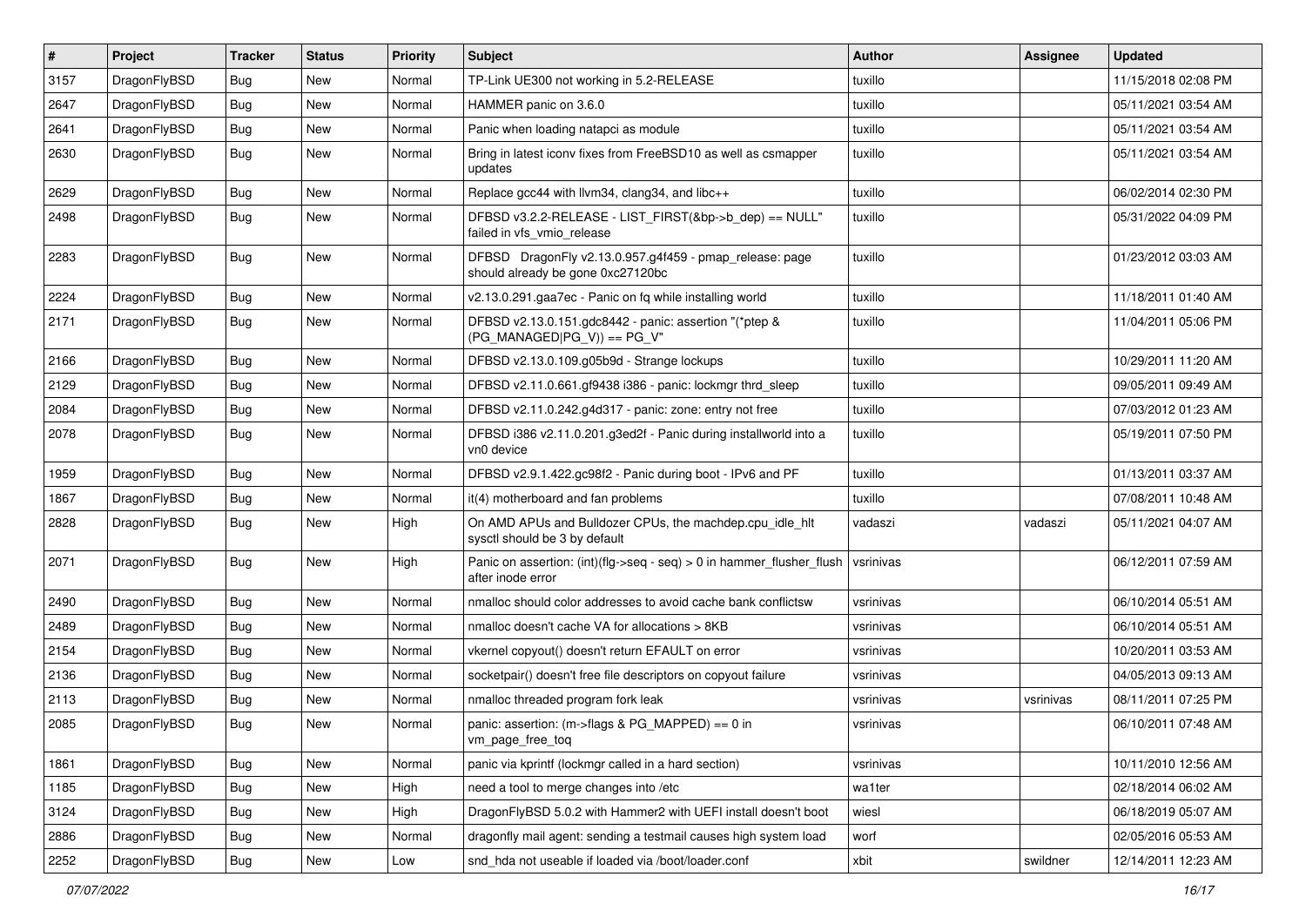| # | Project | Tracker | Status | Priority | Subject | Author | Assignee | Updated |
|---|---|---|---|---|---|---|---|---|
| 3157 | DragonFlyBSD | Bug | New | Normal | TP-Link UE300 not working in 5.2-RELEASE | tuxillo | | 11/15/2018 02:08 PM |
| 2647 | DragonFlyBSD | Bug | New | Normal | HAMMER panic on 3.6.0 | tuxillo | | 05/11/2021 03:54 AM |
| 2641 | DragonFlyBSD | Bug | New | Normal | Panic when loading natapci as module | tuxillo | | 05/11/2021 03:54 AM |
| 2630 | DragonFlyBSD | Bug | New | Normal | Bring in latest iconv fixes from FreeBSD10 as well as csmapper updates | tuxillo | | 05/11/2021 03:54 AM |
| 2629 | DragonFlyBSD | Bug | New | Normal | Replace gcc44 with llvm34, clang34, and libc++ | tuxillo | | 06/02/2014 02:30 PM |
| 2498 | DragonFlyBSD | Bug | New | Normal | DFBSD v3.2.2-RELEASE - LIST_FIRST(&bp->b_dep) == NULL" failed in vfs_vmio_release | tuxillo | | 05/31/2022 04:09 PM |
| 2283 | DragonFlyBSD | Bug | New | Normal | DFBSD DragonFly v2.13.0.957.g4f459 - pmap_release: page should already be gone 0xc27120bc | tuxillo | | 01/23/2012 03:03 AM |
| 2224 | DragonFlyBSD | Bug | New | Normal | v2.13.0.291.gaa7ec - Panic on fq while installing world | tuxillo | | 11/18/2011 01:40 AM |
| 2171 | DragonFlyBSD | Bug | New | Normal | DFBSD v2.13.0.151.gdc8442 - panic: assertion "(*ptep & (PG_MANAGED\|PG_V)) == PG_V" | tuxillo | | 11/04/2011 05:06 PM |
| 2166 | DragonFlyBSD | Bug | New | Normal | DFBSD v2.13.0.109.g05b9d - Strange lockups | tuxillo | | 10/29/2011 11:20 AM |
| 2129 | DragonFlyBSD | Bug | New | Normal | DFBSD v2.11.0.661.gf9438 i386 - panic: lockmgr thrd_sleep | tuxillo | | 09/05/2011 09:49 AM |
| 2084 | DragonFlyBSD | Bug | New | Normal | DFBSD v2.11.0.242.g4d317 - panic: zone: entry not free | tuxillo | | 07/03/2012 01:23 AM |
| 2078 | DragonFlyBSD | Bug | New | Normal | DFBSD i386 v2.11.0.201.g3ed2f - Panic during installworld into a vn0 device | tuxillo | | 05/19/2011 07:50 PM |
| 1959 | DragonFlyBSD | Bug | New | Normal | DFBSD v2.9.1.422.gc98f2 - Panic during boot - IPv6 and PF | tuxillo | | 01/13/2011 03:37 AM |
| 1867 | DragonFlyBSD | Bug | New | Normal | it(4) motherboard and fan problems | tuxillo | | 07/08/2011 10:48 AM |
| 2828 | DragonFlyBSD | Bug | New | High | On AMD APUs and Bulldozer CPUs, the machdep.cpu_idle_hlt sysctl should be 3 by default | vadaszi | vadaszi | 05/11/2021 04:07 AM |
| 2071 | DragonFlyBSD | Bug | New | High | Panic on assertion: (int)(flg->seq - seq) > 0 in hammer_flusher_flush after inode error | vsrinivas | | 06/12/2011 07:59 AM |
| 2490 | DragonFlyBSD | Bug | New | Normal | nmalloc should color addresses to avoid cache bank conflictsw | vsrinivas | | 06/10/2014 05:51 AM |
| 2489 | DragonFlyBSD | Bug | New | Normal | nmalloc doesn't cache VA for allocations > 8KB | vsrinivas | | 06/10/2014 05:51 AM |
| 2154 | DragonFlyBSD | Bug | New | Normal | vkernel copyout() doesn't return EFAULT on error | vsrinivas | | 10/20/2011 03:53 AM |
| 2136 | DragonFlyBSD | Bug | New | Normal | socketpair() doesn't free file descriptors on copyout failure | vsrinivas | | 04/05/2013 09:13 AM |
| 2113 | DragonFlyBSD | Bug | New | Normal | nmalloc threaded program fork leak | vsrinivas | vsrinivas | 08/11/2011 07:25 PM |
| 2085 | DragonFlyBSD | Bug | New | Normal | panic: assertion: (m->flags & PG_MAPPED) == 0 in vm_page_free_toq | vsrinivas | | 06/10/2011 07:48 AM |
| 1861 | DragonFlyBSD | Bug | New | Normal | panic via kprintf (lockmgr called in a hard section) | vsrinivas | | 10/11/2010 12:56 AM |
| 1185 | DragonFlyBSD | Bug | New | High | need a tool to merge changes into /etc | wa1ter | | 02/18/2014 06:02 AM |
| 3124 | DragonFlyBSD | Bug | New | High | DragonFlyBSD 5.0.2 with Hammer2 with UEFI install doesn't boot | wiesl | | 06/18/2019 05:07 AM |
| 2886 | DragonFlyBSD | Bug | New | Normal | dragonfly mail agent: sending a testmail causes high system load | worf | | 02/05/2016 05:53 AM |
| 2252 | DragonFlyBSD | Bug | New | Low | snd_hda not useable if loaded via /boot/loader.conf | xbit | swildner | 12/14/2011 12:23 AM |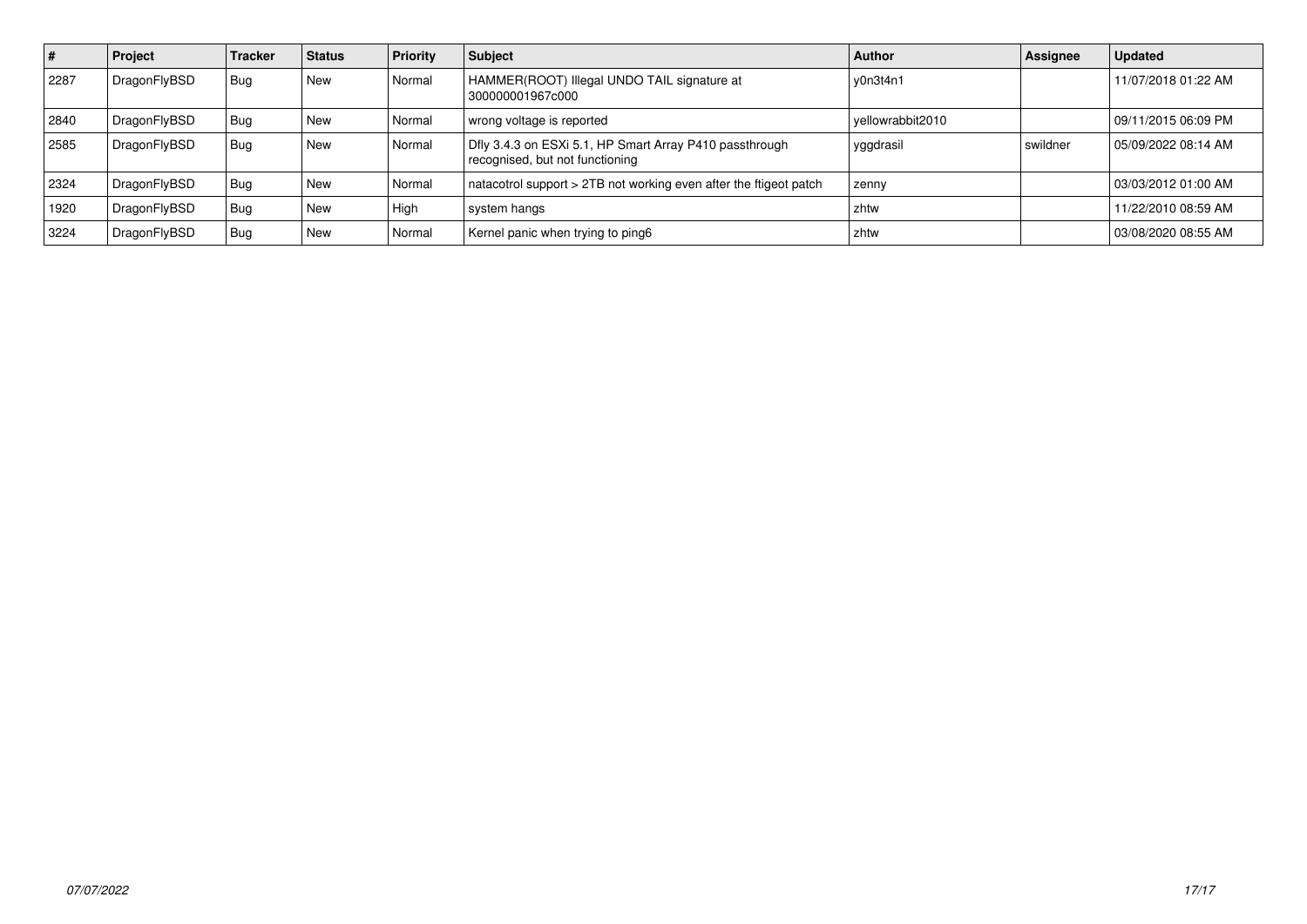| # | Project | Tracker | Status | Priority | Subject | Author | Assignee | Updated |
|---|---|---|---|---|---|---|---|---|
| 2287 | DragonFlyBSD | Bug | New | Normal | HAMMER(ROOT) Illegal UNDO TAIL signature at 300000001967c000 | y0n3t4n1 | | 11/07/2018 01:22 AM |
| 2840 | DragonFlyBSD | Bug | New | Normal | wrong voltage is reported | yellowrabbit2010 | | 09/11/2015 06:09 PM |
| 2585 | DragonFlyBSD | Bug | New | Normal | Dfly 3.4.3 on ESXi 5.1, HP Smart Array P410 passthrough recognised, but not functioning | yggdrasil | swildner | 05/09/2022 08:14 AM |
| 2324 | DragonFlyBSD | Bug | New | Normal | natacotrol support > 2TB not working even after the ftigeot patch | zenny | | 03/03/2012 01:00 AM |
| 1920 | DragonFlyBSD | Bug | New | High | system hangs | zhtw | | 11/22/2010 08:59 AM |
| 3224 | DragonFlyBSD | Bug | New | Normal | Kernel panic when trying to ping6 | zhtw | | 03/08/2020 08:55 AM |

*07/07/2022*